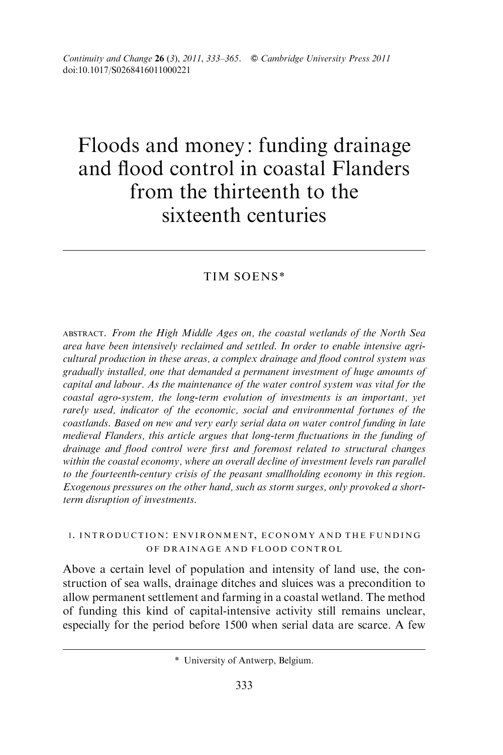*Continuity and Change* **26** (3), 2011, 333–365. © Cambridge University Press 2011
doi:10.1017/S0268416011000221

# Floods and money: funding drainage and flood control in coastal Flanders from the thirteenth to the sixteenth centuries

TIM SOENS*

ABSTRACT. *From the High Middle Ages on, the coastal wetlands of the North Sea area have been intensively reclaimed and settled. In order to enable intensive agricultural production in these areas, a complex drainage and flood control system was gradually installed, one that demanded a permanent investment of huge amounts of capital and labour. As the maintenance of the water control system was vital for the coastal agro-system, the long-term evolution of investments is an important, yet rarely used, indicator of the economic, social and environmental fortunes of the coastlands. Based on new and very early serial data on water control funding in late medieval Flanders, this article argues that long-term fluctuations in the funding of drainage and flood control were first and foremost related to structural changes within the coastal economy, where an overall decline of investment levels ran parallel to the fourteenth-century crisis of the peasant smallholding economy in this region. Exogenous pressures on the other hand, such as storm surges, only provoked a short-term disruption of investments.*

## 1. INTRODUCTION: ENVIRONMENT, ECONOMY AND THE FUNDING OF DRAINAGE AND FLOOD CONTROL

Above a certain level of population and intensity of land use, the construction of sea walls, drainage ditches and sluices was a precondition to allow permanent settlement and farming in a coastal wetland. The method of funding this kind of capital-intensive activity still remains unclear, especially for the period before 1500 when serial data are scarce. A few

\* University of Antwerp, Belgium.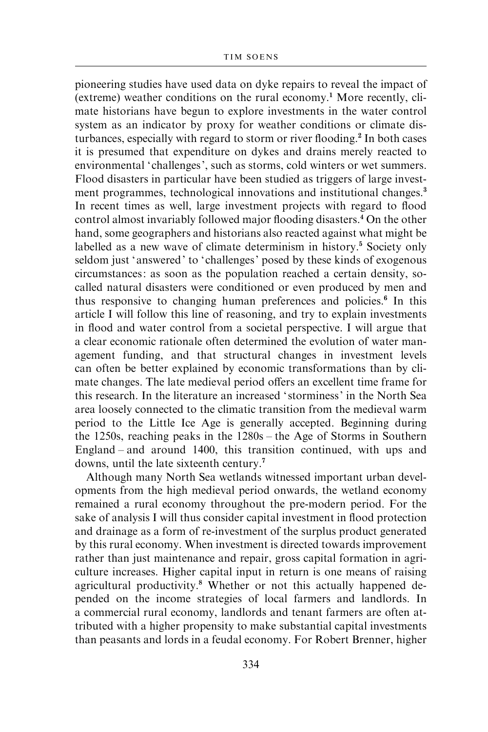pioneering studies have used data on dyke repairs to reveal the impact of (extreme) weather conditions on the rural economy.[1] More recently, climate historians have begun to explore investments in the water control system as an indicator by proxy for weather conditions or climate disturbances, especially with regard to storm or river flooding.[2] In both cases it is presumed that expenditure on dykes and drains merely reacted to environmental 'challenges', such as storms, cold winters or wet summers. Flood disasters in particular have been studied as triggers of large investment programmes, technological innovations and institutional changes.[3] In recent times as well, large investment projects with regard to flood control almost invariably followed major flooding disasters.[4] On the other hand, some geographers and historians also reacted against what might be labelled as a new wave of climate determinism in history.[5] Society only seldom just 'answered' to 'challenges' posed by these kinds of exogenous circumstances: as soon as the population reached a certain density, so-called natural disasters were conditioned or even produced by men and thus responsive to changing human preferences and policies.[6] In this article I will follow this line of reasoning, and try to explain investments in flood and water control from a societal perspective. I will argue that a clear economic rationale often determined the evolution of water management funding, and that structural changes in investment levels can often be better explained by economic transformations than by climate changes. The late medieval period offers an excellent time frame for this research. In the literature an increased 'storminess' in the North Sea area loosely connected to the climatic transition from the medieval warm period to the Little Ice Age is generally accepted. Beginning during the 1250s, reaching peaks in the 1280s – the Age of Storms in Southern England – and around 1400, this transition continued, with ups and downs, until the late sixteenth century.[7]

Although many North Sea wetlands witnessed important urban developments from the high medieval period onwards, the wetland economy remained a rural economy throughout the pre-modern period. For the sake of analysis I will thus consider capital investment in flood protection and drainage as a form of re-investment of the surplus product generated by this rural economy. When investment is directed towards improvement rather than just maintenance and repair, gross capital formation in agriculture increases. Higher capital input in return is one means of raising agricultural productivity.[8] Whether or not this actually happened depended on the income strategies of local farmers and landlords. In a commercial rural economy, landlords and tenant farmers are often attributed with a higher propensity to make substantial capital investments than peasants and lords in a feudal economy. For Robert Brenner, higher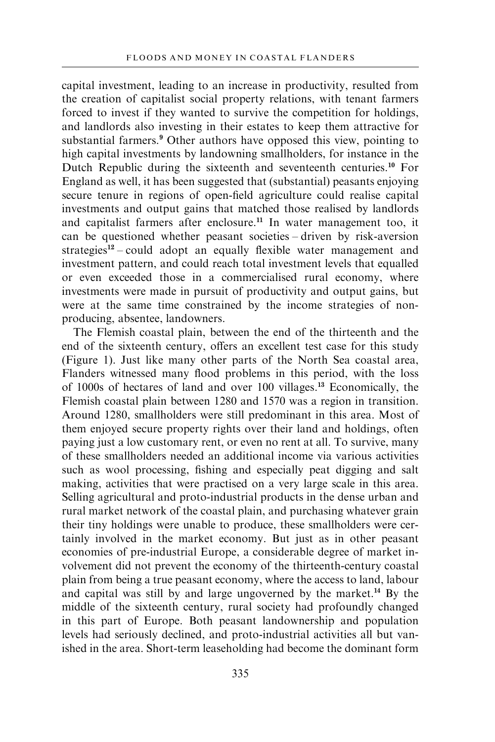capital investment, leading to an increase in productivity, resulted from the creation of capitalist social property relations, with tenant farmers forced to invest if they wanted to survive the competition for holdings, and landlords also investing in their estates to keep them attractive for substantial farmers.[9] Other authors have opposed this view, pointing to high capital investments by landowning smallholders, for instance in the Dutch Republic during the sixteenth and seventeenth centuries.[10] For England as well, it has been suggested that (substantial) peasants enjoying secure tenure in regions of open-field agriculture could realise capital investments and output gains that matched those realised by landlords and capitalist farmers after enclosure.[11] In water management too, it can be questioned whether peasant societies – driven by risk-aversion strategies[12] – could adopt an equally flexible water management and investment pattern, and could reach total investment levels that equalled or even exceeded those in a commercialised rural economy, where investments were made in pursuit of productivity and output gains, but were at the same time constrained by the income strategies of non-producing, absentee, landowners.

The Flemish coastal plain, between the end of the thirteenth and the end of the sixteenth century, offers an excellent test case for this study (Figure 1). Just like many other parts of the North Sea coastal area, Flanders witnessed many flood problems in this period, with the loss of 1000s of hectares of land and over 100 villages.[13] Economically, the Flemish coastal plain between 1280 and 1570 was a region in transition. Around 1280, smallholders were still predominant in this area. Most of them enjoyed secure property rights over their land and holdings, often paying just a low customary rent, or even no rent at all. To survive, many of these smallholders needed an additional income via various activities such as wool processing, fishing and especially peat digging and salt making, activities that were practised on a very large scale in this area. Selling agricultural and proto-industrial products in the dense urban and rural market network of the coastal plain, and purchasing whatever grain their tiny holdings were unable to produce, these smallholders were certainly involved in the market economy. But just as in other peasant economies of pre-industrial Europe, a considerable degree of market involvement did not prevent the economy of the thirteenth-century coastal plain from being a true peasant economy, where the access to land, labour and capital was still by and large ungoverned by the market.[14] By the middle of the sixteenth century, rural society had profoundly changed in this part of Europe. Both peasant landownership and population levels had seriously declined, and proto-industrial activities all but vanished in the area. Short-term leaseholding had become the dominant form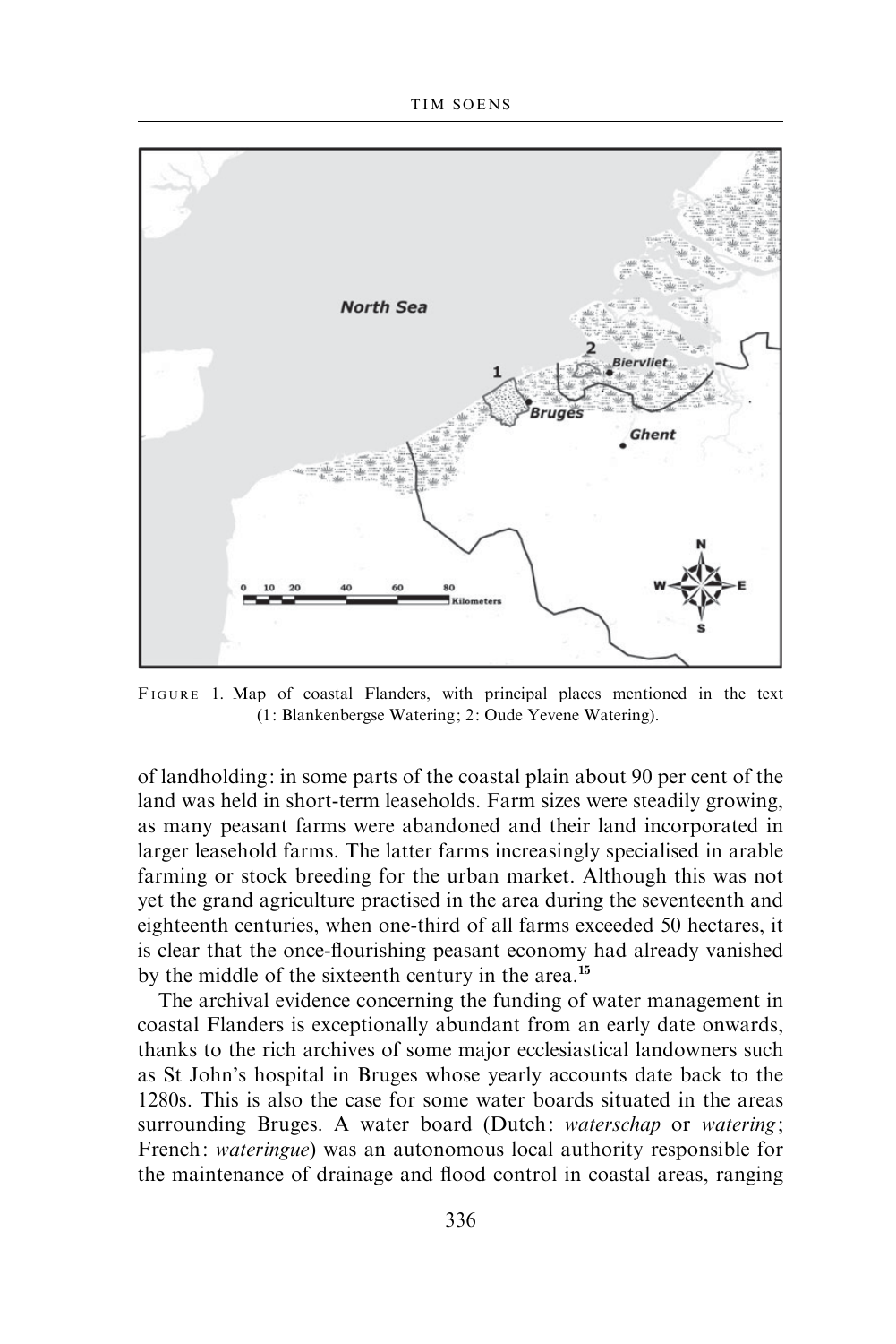FIGURE 1. Map of coastal Flanders, with principal places mentioned in the text (1: Blankenbergse Watering; 2: Oude Yevene Watering).

of landholding: in some parts of the coastal plain about 90 per cent of the land was held in short-term leaseholds. Farm sizes were steadily growing, as many peasant farms were abandoned and their land incorporated in larger leasehold farms. The latter farms increasingly specialised in arable farming or stock breeding for the urban market. Although this was not yet the grand agriculture practised in the area during the seventeenth and eighteenth centuries, when one-third of all farms exceeded 50 hectares, it is clear that the once-flourishing peasant economy had already vanished by the middle of the sixteenth century in the area.[15]

The archival evidence concerning the funding of water management in coastal Flanders is exceptionally abundant from an early date onwards, thanks to the rich archives of some major ecclesiastical landowners such as St John's hospital in Bruges whose yearly accounts date back to the 1280s. This is also the case for some water boards situated in the areas surrounding Bruges. A water board (Dutch: *waterschap* or *watering*; French: *wateringue*) was an autonomous local authority responsible for the maintenance of drainage and flood control in coastal areas, ranging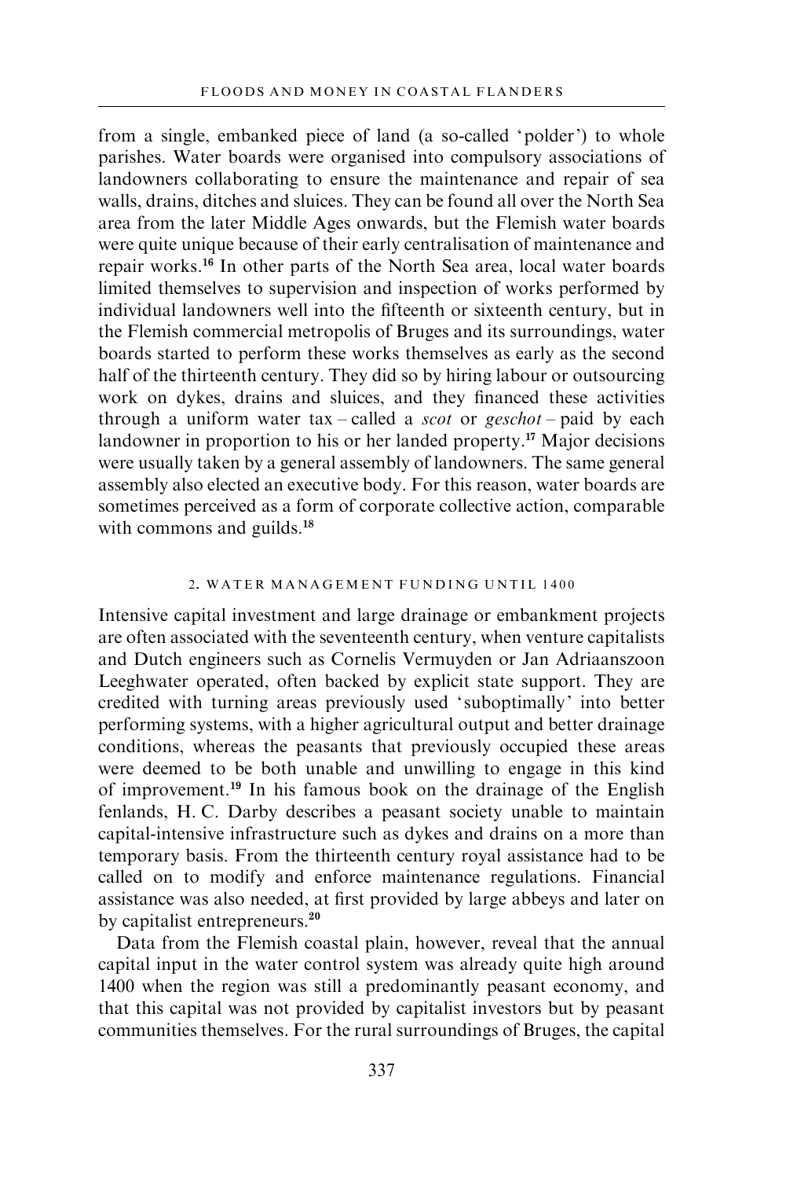from a single, embanked piece of land (a so-called 'polder') to whole parishes. Water boards were organised into compulsory associations of landowners collaborating to ensure the maintenance and repair of sea walls, drains, ditches and sluices. They can be found all over the North Sea area from the later Middle Ages onwards, but the Flemish water boards were quite unique because of their early centralisation of maintenance and repair works.[16] In other parts of the North Sea area, local water boards limited themselves to supervision and inspection of works performed by individual landowners well into the fifteenth or sixteenth century, but in the Flemish commercial metropolis of Bruges and its surroundings, water boards started to perform these works themselves as early as the second half of the thirteenth century. They did so by hiring labour or outsourcing work on dykes, drains and sluices, and they financed these activities through a uniform water tax – called a *scot* or *geschot* – paid by each landowner in proportion to his or her landed property.[17] Major decisions were usually taken by a general assembly of landowners. The same general assembly also elected an executive body. For this reason, water boards are sometimes perceived as a form of corporate collective action, comparable with commons and guilds.[18]

## 2. WATER MANAGEMENT FUNDING UNTIL 1400

Intensive capital investment and large drainage or embankment projects are often associated with the seventeenth century, when venture capitalists and Dutch engineers such as Cornelis Vermuyden or Jan Adriaanszoon Leeghwater operated, often backed by explicit state support. They are credited with turning areas previously used 'suboptimally' into better performing systems, with a higher agricultural output and better drainage conditions, whereas the peasants that previously occupied these areas were deemed to be both unable and unwilling to engage in this kind of improvement.[19] In his famous book on the drainage of the English fenlands, H. C. Darby describes a peasant society unable to maintain capital-intensive infrastructure such as dykes and drains on a more than temporary basis. From the thirteenth century royal assistance had to be called on to modify and enforce maintenance regulations. Financial assistance was also needed, at first provided by large abbeys and later on by capitalist entrepreneurs.[20]

Data from the Flemish coastal plain, however, reveal that the annual capital input in the water control system was already quite high around 1400 when the region was still a predominantly peasant economy, and that this capital was not provided by capitalist investors but by peasant communities themselves. For the rural surroundings of Bruges, the capital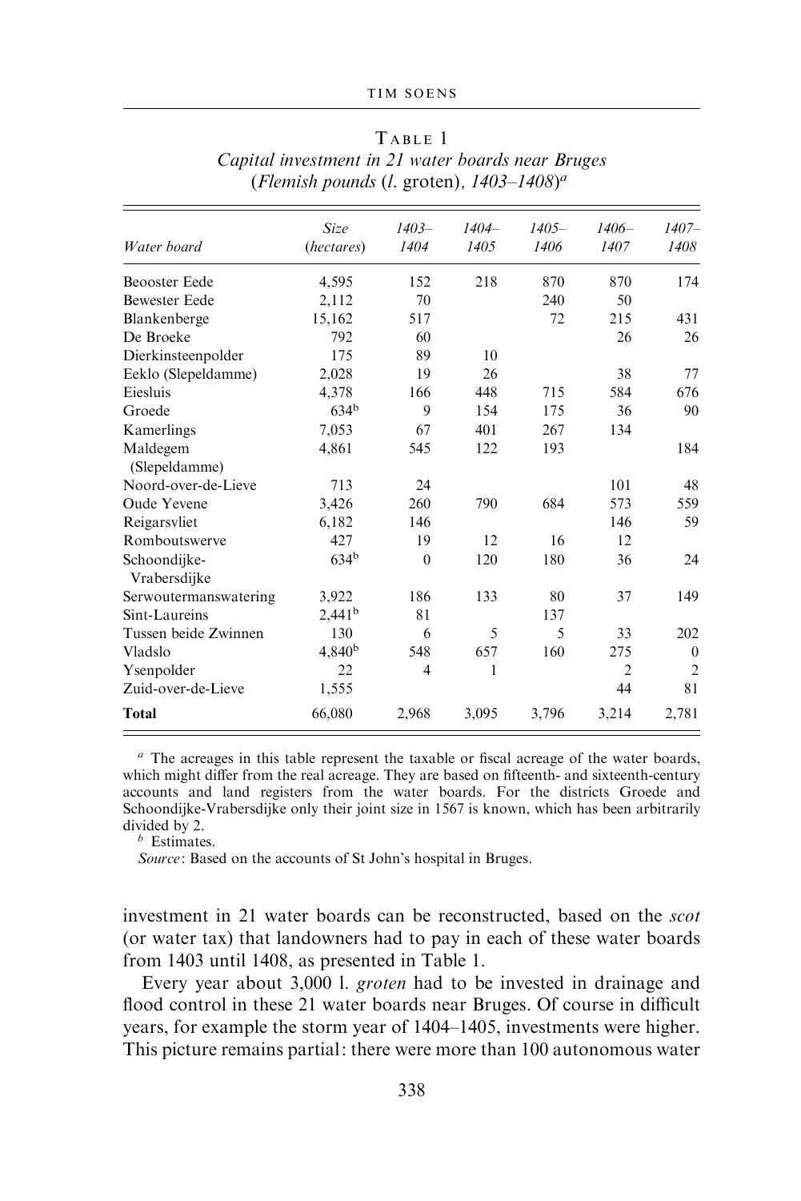TABLE 1
*Capital investment in 21 water boards near Bruges*
*(Flemish pounds (l. groten), 1403–1408)*[a]

| *Water board* | *Size (hectares)* | *1403–1404* | *1404–1405* | *1405–1406* | *1406–1407* | *1407–1408* |
|---|---|---|---|---|---|---|
| Beooster Eede | 4,595 | 152 | 218 | 870 | 870 | 174 |
| Bewester Eede | 2,112 | 70 | | 240 | 50 | |
| Blankenberge | 15,162 | 517 | | 72 | 215 | 431 |
| De Broeke | 792 | 60 | | | 26 | 26 |
| Dierkinsteenpolder | 175 | 89 | 10 | | | |
| Eeklo (Slepeldamme) | 2,028 | 19 | 26 | | 38 | 77 |
| Eiesluis | 4,378 | 166 | 448 | 715 | 584 | 676 |
| Groede | 634[b] | 9 | 154 | 175 | 36 | 90 |
| Kamerlings | 7,053 | 67 | 401 | 267 | 134 | |
| Maldegem (Slepeldamme) | 4,861 | 545 | 122 | 193 | | 184 |
| Noord-over-de-Lieve | 713 | 24 | | | 101 | 48 |
| Oude Yevene | 3,426 | 260 | 790 | 684 | 573 | 559 |
| Reigarsvliet | 6,182 | 146 | | | 146 | 59 |
| Romboutswerve | 427 | 19 | 12 | 16 | 12 | |
| Schoondijke-Vrabersdijke | 634[b] | 0 | 120 | 180 | 36 | 24 |
| Serwoutermanswatering | 3,922 | 186 | 133 | 80 | 37 | 149 |
| Sint-Laureins | 2,441[b] | 81 | | 137 | | |
| Tussen beide Zwinnen | 130 | 6 | 5 | 5 | 33 | 202 |
| Vladslo | 4,840[b] | 548 | 657 | 160 | 275 | 0 |
| Ysenpolder | 22 | 4 | 1 | | 2 | 2 |
| Zuid-over-de-Lieve | 1,555 | | | | 44 | 81 |
| **Total** | 66,080 | 2,968 | 3,095 | 3,796 | 3,214 | 2,781 |

[a] The acreages in this table represent the taxable or fiscal acreage of the water boards, which might differ from the real acreage. They are based on fifteenth- and sixteenth-century accounts and land registers from the water boards. For the districts Groede and Schoondijke-Vrabersdijke only their joint size in 1567 is known, which has been arbitrarily divided by 2.

[b] Estimates.

*Source*: Based on the accounts of St John's hospital in Bruges.

investment in 21 water boards can be reconstructed, based on the *scot* (or water tax) that landowners had to pay in each of these water boards from 1403 until 1408, as presented in Table 1.

Every year about 3,000 l. *groten* had to be invested in drainage and flood control in these 21 water boards near Bruges. Of course in difficult years, for example the storm year of 1404–1405, investments were higher. This picture remains partial: there were more than 100 autonomous water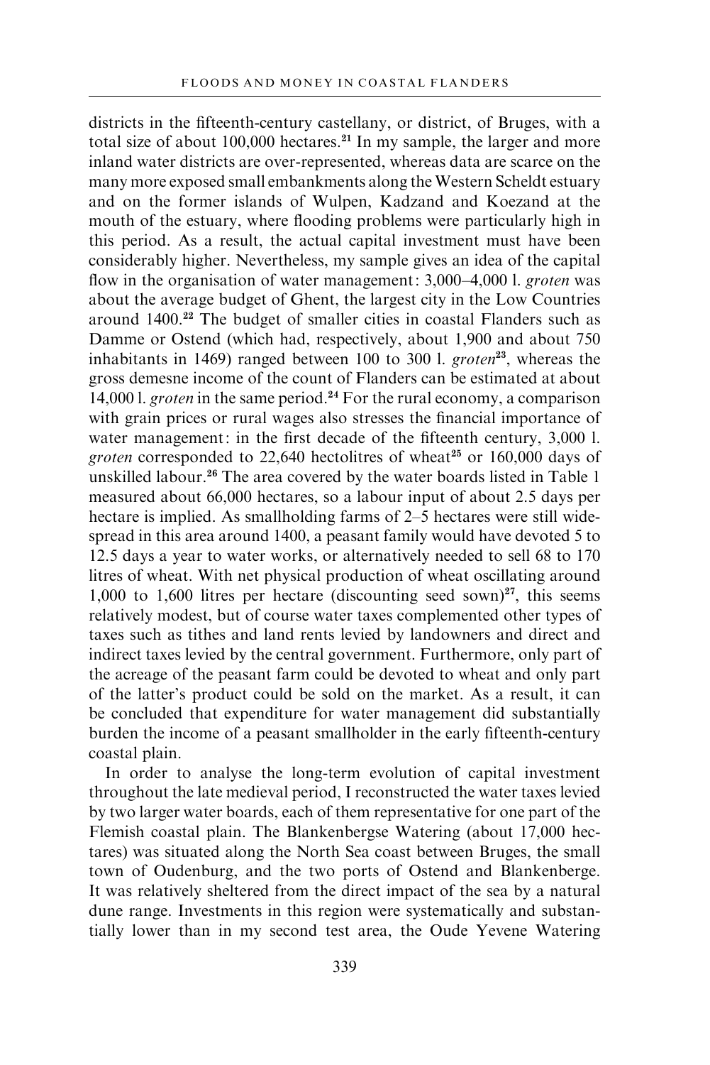districts in the fifteenth-century castellany, or district, of Bruges, with a total size of about 100,000 hectares.[21] In my sample, the larger and more inland water districts are over-represented, whereas data are scarce on the many more exposed small embankments along the Western Scheldt estuary and on the former islands of Wulpen, Kadzand and Koezand at the mouth of the estuary, where flooding problems were particularly high in this period. As a result, the actual capital investment must have been considerably higher. Nevertheless, my sample gives an idea of the capital flow in the organisation of water management: 3,000–4,000 l. *groten* was about the average budget of Ghent, the largest city in the Low Countries around 1400.[22] The budget of smaller cities in coastal Flanders such as Damme or Ostend (which had, respectively, about 1,900 and about 750 inhabitants in 1469) ranged between 100 to 300 l. *groten*[23], whereas the gross demesne income of the count of Flanders can be estimated at about 14,000 l. *groten* in the same period.[24] For the rural economy, a comparison with grain prices or rural wages also stresses the financial importance of water management: in the first decade of the fifteenth century, 3,000 l. *groten* corresponded to 22,640 hectolitres of wheat[25] or 160,000 days of unskilled labour.[26] The area covered by the water boards listed in Table 1 measured about 66,000 hectares, so a labour input of about 2.5 days per hectare is implied. As smallholding farms of 2–5 hectares were still widespread in this area around 1400, a peasant family would have devoted 5 to 12.5 days a year to water works, or alternatively needed to sell 68 to 170 litres of wheat. With net physical production of wheat oscillating around 1,000 to 1,600 litres per hectare (discounting seed sown)[27], this seems relatively modest, but of course water taxes complemented other types of taxes such as tithes and land rents levied by landowners and direct and indirect taxes levied by the central government. Furthermore, only part of the acreage of the peasant farm could be devoted to wheat and only part of the latter's product could be sold on the market. As a result, it can be concluded that expenditure for water management did substantially burden the income of a peasant smallholder in the early fifteenth-century coastal plain.

In order to analyse the long-term evolution of capital investment throughout the late medieval period, I reconstructed the water taxes levied by two larger water boards, each of them representative for one part of the Flemish coastal plain. The Blankenbergse Watering (about 17,000 hectares) was situated along the North Sea coast between Bruges, the small town of Oudenburg, and the two ports of Ostend and Blankenberge. It was relatively sheltered from the direct impact of the sea by a natural dune range. Investments in this region were systematically and substantially lower than in my second test area, the Oude Yevene Watering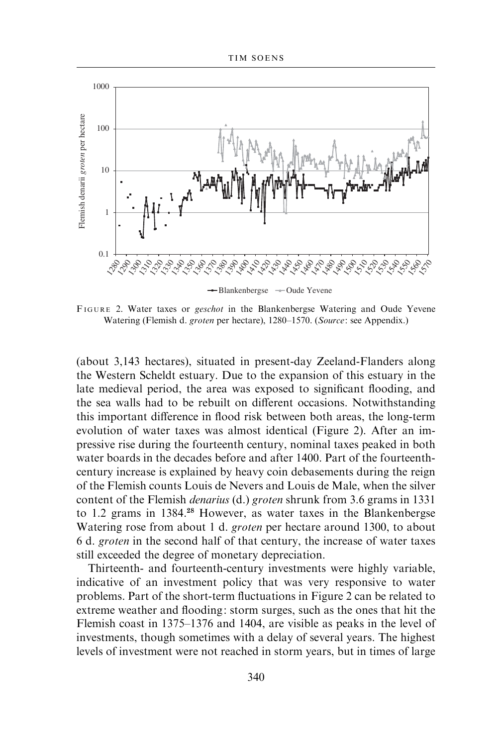FIGURE 2. Water taxes or *geschot* in the Blankenbergse Watering and Oude Yevene Watering (Flemish d. *groten* per hectare), 1280–1570. (*Source*: see Appendix.)

(about 3,143 hectares), situated in present-day Zeeland-Flanders along the Western Scheldt estuary. Due to the expansion of this estuary in the late medieval period, the area was exposed to significant flooding, and the sea walls had to be rebuilt on different occasions. Notwithstanding this important difference in flood risk between both areas, the long-term evolution of water taxes was almost identical (Figure 2). After an impressive rise during the fourteenth century, nominal taxes peaked in both water boards in the decades before and after 1400. Part of the fourteenth-century increase is explained by heavy coin debasements during the reign of the Flemish counts Louis de Nevers and Louis de Male, when the silver content of the Flemish *denarius* (d.) *groten* shrunk from 3.6 grams in 1331 to 1.2 grams in 1384.[28] However, as water taxes in the Blankenbergse Watering rose from about 1 d. *groten* per hectare around 1300, to about 6 d. *groten* in the second half of that century, the increase of water taxes still exceeded the degree of monetary depreciation.

Thirteenth- and fourteenth-century investments were highly variable, indicative of an investment policy that was very responsive to water problems. Part of the short-term fluctuations in Figure 2 can be related to extreme weather and flooding: storm surges, such as the ones that hit the Flemish coast in 1375–1376 and 1404, are visible as peaks in the level of investments, though sometimes with a delay of several years. The highest levels of investment were not reached in storm years, but in times of large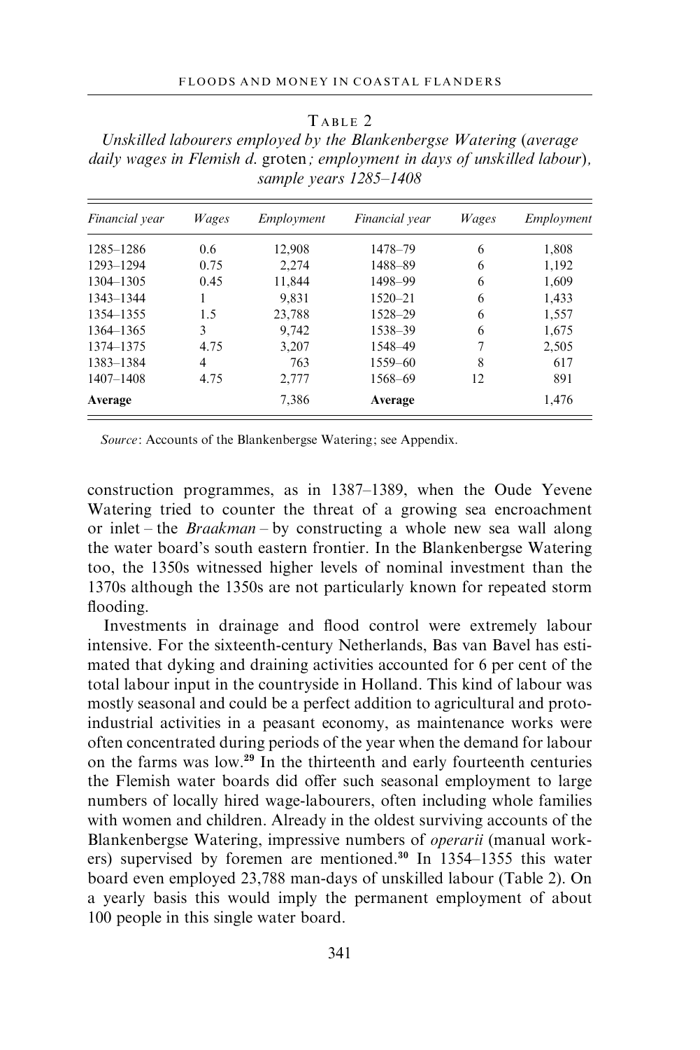TABLE 2

*Unskilled labourers employed by the Blankenbergse Watering (average daily wages in Flemish d.* groten*; employment in days of unskilled labour), sample years 1285–1408*

| *Financial year* | *Wages* | *Employment* | *Financial year* | *Wages* | *Employment* |
|---|---|---|---|---|---|
| 1285–1286 | 0.6 | 12,908 | 1478–79 | 6 | 1,808 |
| 1293–1294 | 0.75 | 2,274 | 1488–89 | 6 | 1,192 |
| 1304–1305 | 0.45 | 11,844 | 1498–99 | 6 | 1,609 |
| 1343–1344 | 1 | 9,831 | 1520–21 | 6 | 1,433 |
| 1354–1355 | 1.5 | 23,788 | 1528–29 | 6 | 1,557 |
| 1364–1365 | 3 | 9,742 | 1538–39 | 6 | 1,675 |
| 1374–1375 | 4.75 | 3,207 | 1548–49 | 7 | 2,505 |
| 1383–1384 | 4 | 763 | 1559–60 | 8 | 617 |
| 1407–1408 | 4.75 | 2,777 | 1568–69 | 12 | 891 |
| **Average** | | 7,386 | **Average** | | 1,476 |

*Source*: Accounts of the Blankenbergse Watering; see Appendix.

construction programmes, as in 1387–1389, when the Oude Yevene Watering tried to counter the threat of a growing sea encroachment or inlet – the *Braakman* – by constructing a whole new sea wall along the water board's south eastern frontier. In the Blankenbergse Watering too, the 1350s witnessed higher levels of nominal investment than the 1370s although the 1350s are not particularly known for repeated storm flooding.

Investments in drainage and flood control were extremely labour intensive. For the sixteenth-century Netherlands, Bas van Bavel has estimated that dyking and draining activities accounted for 6 per cent of the total labour input in the countryside in Holland. This kind of labour was mostly seasonal and could be a perfect addition to agricultural and proto-industrial activities in a peasant economy, as maintenance works were often concentrated during periods of the year when the demand for labour on the farms was low.[29] In the thirteenth and early fourteenth centuries the Flemish water boards did offer such seasonal employment to large numbers of locally hired wage-labourers, often including whole families with women and children. Already in the oldest surviving accounts of the Blankenbergse Watering, impressive numbers of *operarii* (manual workers) supervised by foremen are mentioned.[30] In 1354–1355 this water board even employed 23,788 man-days of unskilled labour (Table 2). On a yearly basis this would imply the permanent employment of about 100 people in this single water board.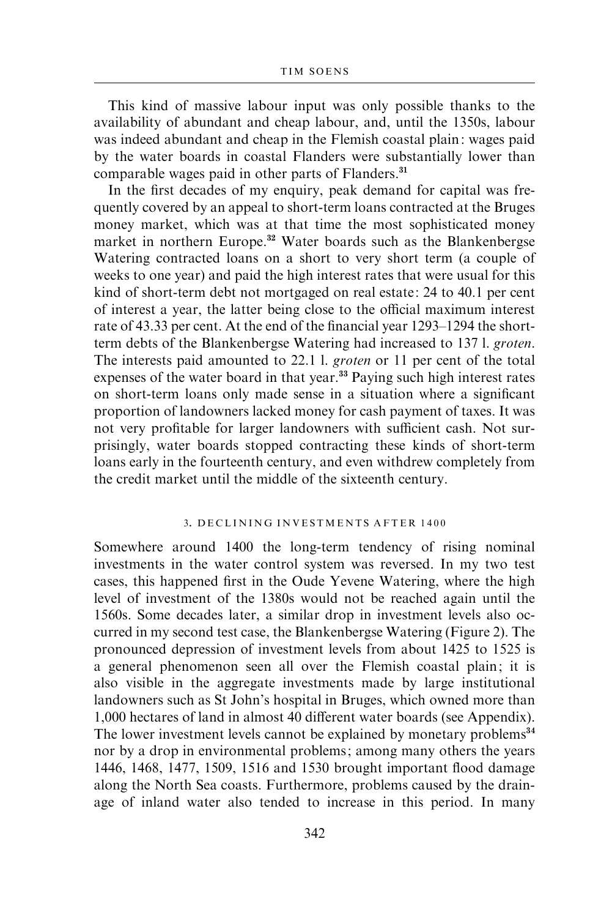This kind of massive labour input was only possible thanks to the availability of abundant and cheap labour, and, until the 1350s, labour was indeed abundant and cheap in the Flemish coastal plain: wages paid by the water boards in coastal Flanders were substantially lower than comparable wages paid in other parts of Flanders.[31]

In the first decades of my enquiry, peak demand for capital was frequently covered by an appeal to short-term loans contracted at the Bruges money market, which was at that time the most sophisticated money market in northern Europe.[32] Water boards such as the Blankenbergse Watering contracted loans on a short to very short term (a couple of weeks to one year) and paid the high interest rates that were usual for this kind of short-term debt not mortgaged on real estate: 24 to 40.1 per cent of interest a year, the latter being close to the official maximum interest rate of 43.33 per cent. At the end of the financial year 1293–1294 the short-term debts of the Blankenbergse Watering had increased to 137 l. *groten*. The interests paid amounted to 22.1 l. *groten* or 11 per cent of the total expenses of the water board in that year.[33] Paying such high interest rates on short-term loans only made sense in a situation where a significant proportion of landowners lacked money for cash payment of taxes. It was not very profitable for larger landowners with sufficient cash. Not surprisingly, water boards stopped contracting these kinds of short-term loans early in the fourteenth century, and even withdrew completely from the credit market until the middle of the sixteenth century.

### 3. DECLINING INVESTMENTS AFTER 1400

Somewhere around 1400 the long-term tendency of rising nominal investments in the water control system was reversed. In my two test cases, this happened first in the Oude Yevene Watering, where the high level of investment of the 1380s would not be reached again until the 1560s. Some decades later, a similar drop in investment levels also occurred in my second test case, the Blankenbergse Watering (Figure 2). The pronounced depression of investment levels from about 1425 to 1525 is a general phenomenon seen all over the Flemish coastal plain; it is also visible in the aggregate investments made by large institutional landowners such as St John's hospital in Bruges, which owned more than 1,000 hectares of land in almost 40 different water boards (see Appendix). The lower investment levels cannot be explained by monetary problems[34] nor by a drop in environmental problems; among many others the years 1446, 1468, 1477, 1509, 1516 and 1530 brought important flood damage along the North Sea coasts. Furthermore, problems caused by the drainage of inland water also tended to increase in this period. In many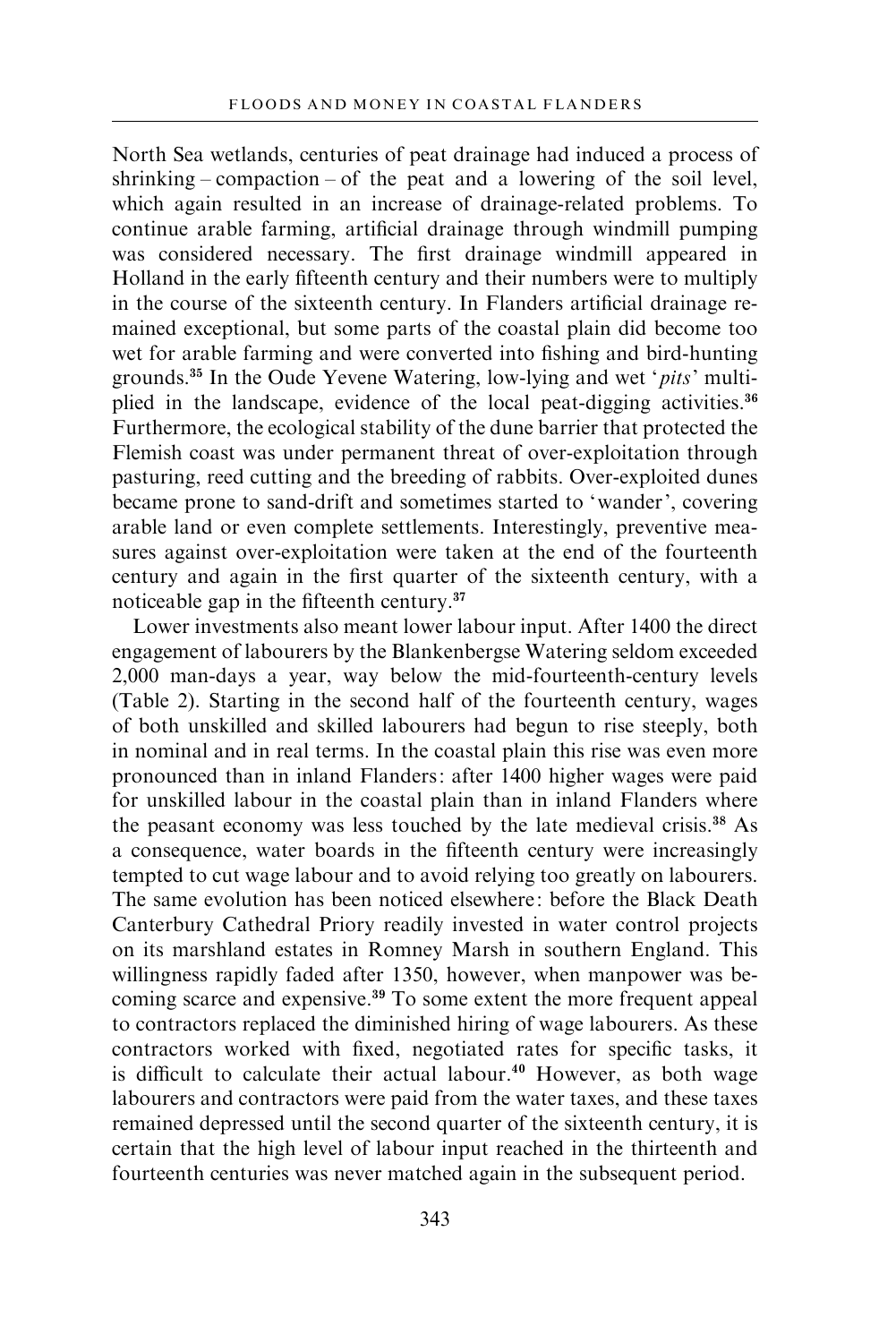North Sea wetlands, centuries of peat drainage had induced a process of shrinking – compaction – of the peat and a lowering of the soil level, which again resulted in an increase of drainage-related problems. To continue arable farming, artificial drainage through windmill pumping was considered necessary. The first drainage windmill appeared in Holland in the early fifteenth century and their numbers were to multiply in the course of the sixteenth century. In Flanders artificial drainage remained exceptional, but some parts of the coastal plain did become too wet for arable farming and were converted into fishing and bird-hunting grounds.[35] In the Oude Yevene Watering, low-lying and wet '*pits*' multiplied in the landscape, evidence of the local peat-digging activities.[36] Furthermore, the ecological stability of the dune barrier that protected the Flemish coast was under permanent threat of over-exploitation through pasturing, reed cutting and the breeding of rabbits. Over-exploited dunes became prone to sand-drift and sometimes started to 'wander', covering arable land or even complete settlements. Interestingly, preventive measures against over-exploitation were taken at the end of the fourteenth century and again in the first quarter of the sixteenth century, with a noticeable gap in the fifteenth century.[37]

Lower investments also meant lower labour input. After 1400 the direct engagement of labourers by the Blankenbergse Watering seldom exceeded 2,000 man-days a year, way below the mid-fourteenth-century levels (Table 2). Starting in the second half of the fourteenth century, wages of both unskilled and skilled labourers had begun to rise steeply, both in nominal and in real terms. In the coastal plain this rise was even more pronounced than in inland Flanders: after 1400 higher wages were paid for unskilled labour in the coastal plain than in inland Flanders where the peasant economy was less touched by the late medieval crisis.[38] As a consequence, water boards in the fifteenth century were increasingly tempted to cut wage labour and to avoid relying too greatly on labourers. The same evolution has been noticed elsewhere: before the Black Death Canterbury Cathedral Priory readily invested in water control projects on its marshland estates in Romney Marsh in southern England. This willingness rapidly faded after 1350, however, when manpower was becoming scarce and expensive.[39] To some extent the more frequent appeal to contractors replaced the diminished hiring of wage labourers. As these contractors worked with fixed, negotiated rates for specific tasks, it is difficult to calculate their actual labour.[40] However, as both wage labourers and contractors were paid from the water taxes, and these taxes remained depressed until the second quarter of the sixteenth century, it is certain that the high level of labour input reached in the thirteenth and fourteenth centuries was never matched again in the subsequent period.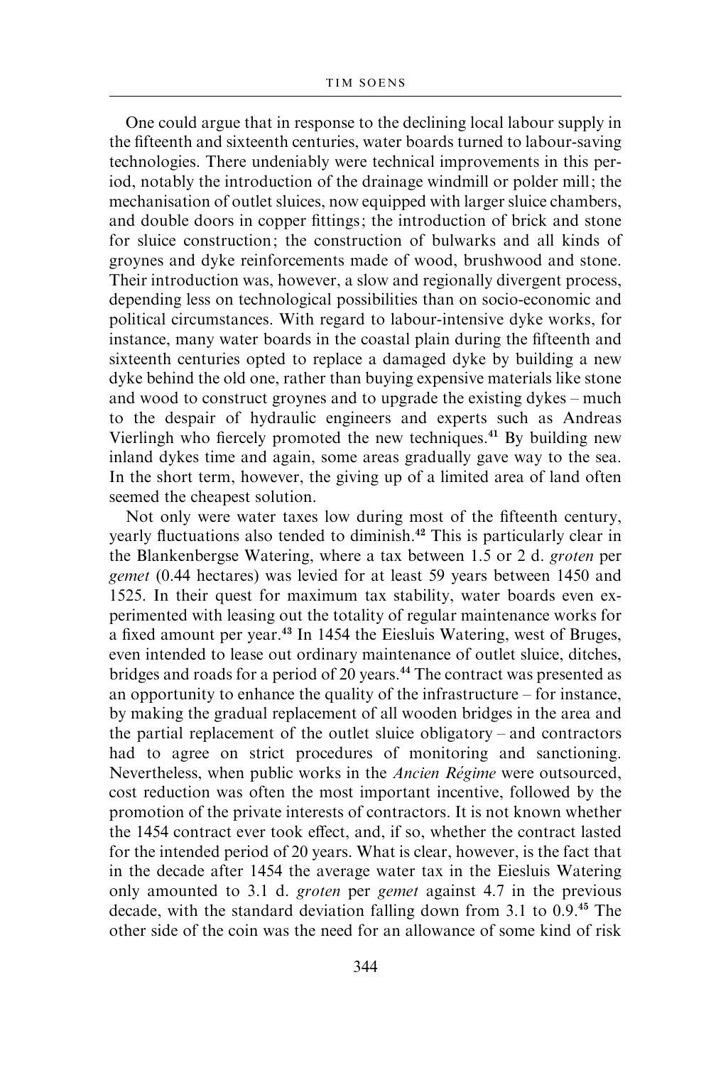One could argue that in response to the declining local labour supply in the fifteenth and sixteenth centuries, water boards turned to labour-saving technologies. There undeniably were technical improvements in this period, notably the introduction of the drainage windmill or polder mill; the mechanisation of outlet sluices, now equipped with larger sluice chambers, and double doors in copper fittings; the introduction of brick and stone for sluice construction; the construction of bulwarks and all kinds of groynes and dyke reinforcements made of wood, brushwood and stone. Their introduction was, however, a slow and regionally divergent process, depending less on technological possibilities than on socio-economic and political circumstances. With regard to labour-intensive dyke works, for instance, many water boards in the coastal plain during the fifteenth and sixteenth centuries opted to replace a damaged dyke by building a new dyke behind the old one, rather than buying expensive materials like stone and wood to construct groynes and to upgrade the existing dykes – much to the despair of hydraulic engineers and experts such as Andreas Vierlingh who fiercely promoted the new techniques.[41] By building new inland dykes time and again, some areas gradually gave way to the sea. In the short term, however, the giving up of a limited area of land often seemed the cheapest solution.

Not only were water taxes low during most of the fifteenth century, yearly fluctuations also tended to diminish.[42] This is particularly clear in the Blankenbergse Watering, where a tax between 1.5 or 2 d. *groten* per *gemet* (0.44 hectares) was levied for at least 59 years between 1450 and 1525. In their quest for maximum tax stability, water boards even experimented with leasing out the totality of regular maintenance works for a fixed amount per year.[43] In 1454 the Eiesluis Watering, west of Bruges, even intended to lease out ordinary maintenance of outlet sluice, ditches, bridges and roads for a period of 20 years.[44] The contract was presented as an opportunity to enhance the quality of the infrastructure – for instance, by making the gradual replacement of all wooden bridges in the area and the partial replacement of the outlet sluice obligatory – and contractors had to agree on strict procedures of monitoring and sanctioning. Nevertheless, when public works in the *Ancien Régime* were outsourced, cost reduction was often the most important incentive, followed by the promotion of the private interests of contractors. It is not known whether the 1454 contract ever took effect, and, if so, whether the contract lasted for the intended period of 20 years. What is clear, however, is the fact that in the decade after 1454 the average water tax in the Eiesluis Watering only amounted to 3.1 d. *groten* per *gemet* against 4.7 in the previous decade, with the standard deviation falling down from 3.1 to 0.9.[45] The other side of the coin was the need for an allowance of some kind of risk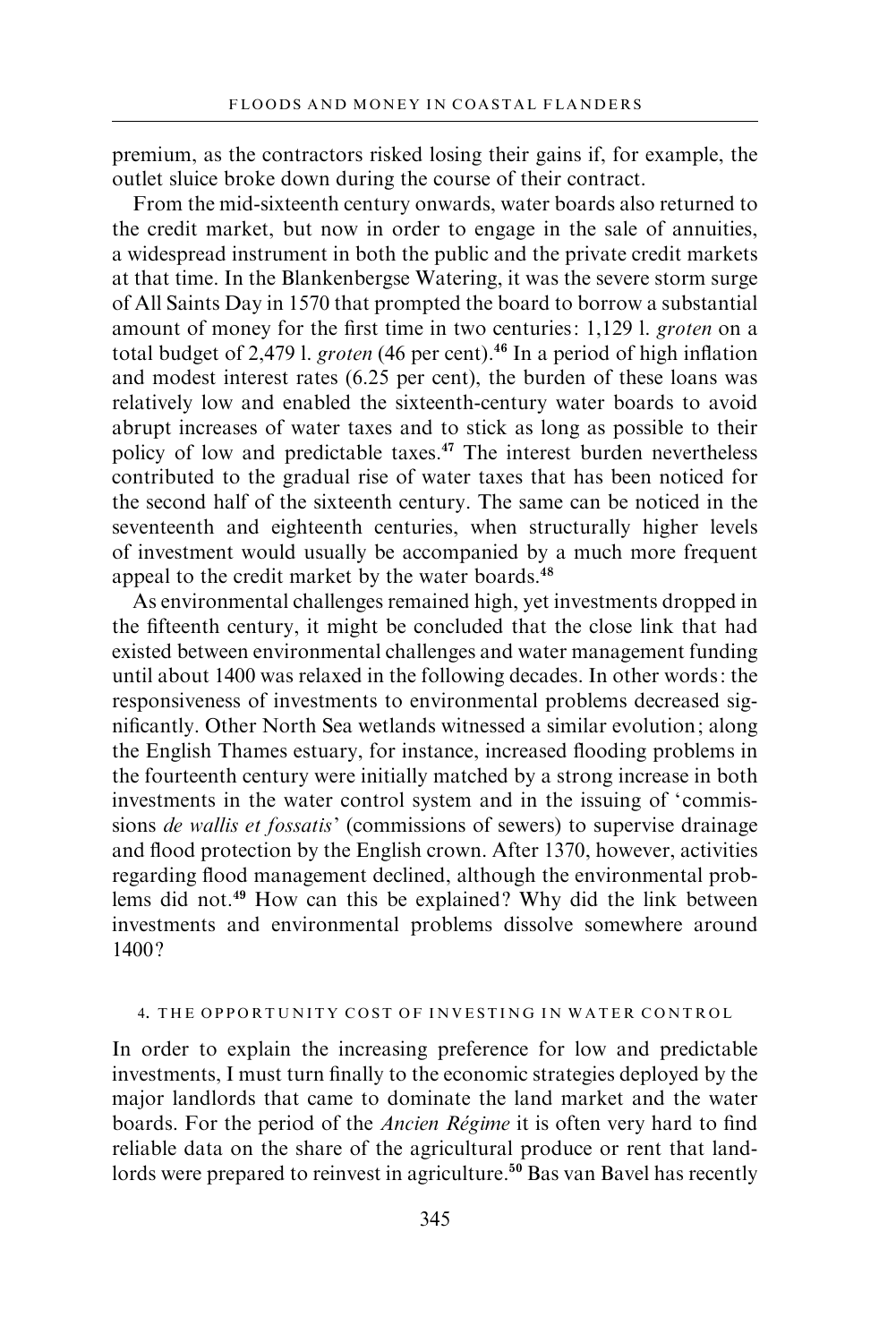premium, as the contractors risked losing their gains if, for example, the outlet sluice broke down during the course of their contract.

From the mid-sixteenth century onwards, water boards also returned to the credit market, but now in order to engage in the sale of annuities, a widespread instrument in both the public and the private credit markets at that time. In the Blankenbergse Watering, it was the severe storm surge of All Saints Day in 1570 that prompted the board to borrow a substantial amount of money for the first time in two centuries: 1,129 l. *groten* on a total budget of 2,479 l. *groten* (46 per cent).[46] In a period of high inflation and modest interest rates (6.25 per cent), the burden of these loans was relatively low and enabled the sixteenth-century water boards to avoid abrupt increases of water taxes and to stick as long as possible to their policy of low and predictable taxes.[47] The interest burden nevertheless contributed to the gradual rise of water taxes that has been noticed for the second half of the sixteenth century. The same can be noticed in the seventeenth and eighteenth centuries, when structurally higher levels of investment would usually be accompanied by a much more frequent appeal to the credit market by the water boards.[48]

As environmental challenges remained high, yet investments dropped in the fifteenth century, it might be concluded that the close link that had existed between environmental challenges and water management funding until about 1400 was relaxed in the following decades. In other words: the responsiveness of investments to environmental problems decreased significantly. Other North Sea wetlands witnessed a similar evolution; along the English Thames estuary, for instance, increased flooding problems in the fourteenth century were initially matched by a strong increase in both investments in the water control system and in the issuing of 'commissions *de wallis et fossatis*' (commissions of sewers) to supervise drainage and flood protection by the English crown. After 1370, however, activities regarding flood management declined, although the environmental problems did not.[49] How can this be explained? Why did the link between investments and environmental problems dissolve somewhere around 1400?

## 4. THE OPPORTUNITY COST OF INVESTING IN WATER CONTROL

In order to explain the increasing preference for low and predictable investments, I must turn finally to the economic strategies deployed by the major landlords that came to dominate the land market and the water boards. For the period of the *Ancien Régime* it is often very hard to find reliable data on the share of the agricultural produce or rent that landlords were prepared to reinvest in agriculture.[50] Bas van Bavel has recently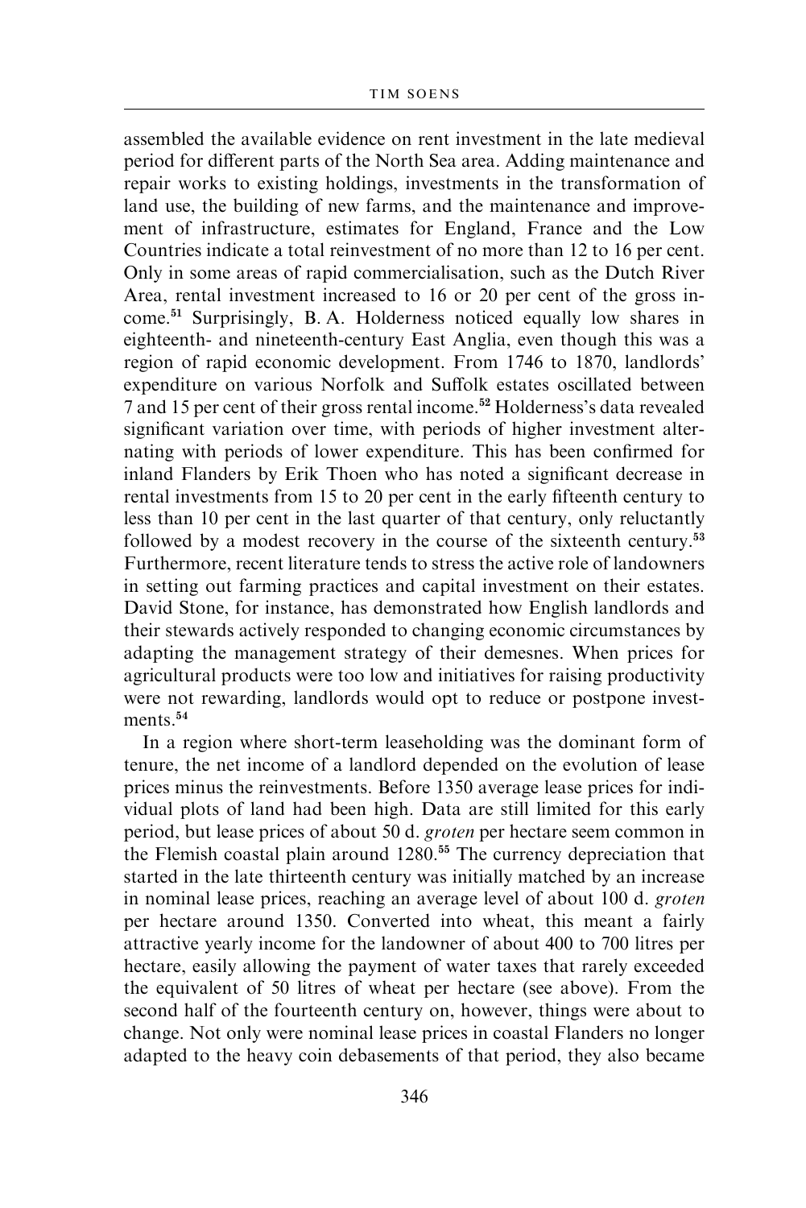assembled the available evidence on rent investment in the late medieval period for different parts of the North Sea area. Adding maintenance and repair works to existing holdings, investments in the transformation of land use, the building of new farms, and the maintenance and improvement of infrastructure, estimates for England, France and the Low Countries indicate a total reinvestment of no more than 12 to 16 per cent. Only in some areas of rapid commercialisation, such as the Dutch River Area, rental investment increased to 16 or 20 per cent of the gross income.[51] Surprisingly, B. A. Holderness noticed equally low shares in eighteenth- and nineteenth-century East Anglia, even though this was a region of rapid economic development. From 1746 to 1870, landlords' expenditure on various Norfolk and Suffolk estates oscillated between 7 and 15 per cent of their gross rental income.[52] Holderness's data revealed significant variation over time, with periods of higher investment alternating with periods of lower expenditure. This has been confirmed for inland Flanders by Erik Thoen who has noted a significant decrease in rental investments from 15 to 20 per cent in the early fifteenth century to less than 10 per cent in the last quarter of that century, only reluctantly followed by a modest recovery in the course of the sixteenth century.[53] Furthermore, recent literature tends to stress the active role of landowners in setting out farming practices and capital investment on their estates. David Stone, for instance, has demonstrated how English landlords and their stewards actively responded to changing economic circumstances by adapting the management strategy of their demesnes. When prices for agricultural products were too low and initiatives for raising productivity were not rewarding, landlords would opt to reduce or postpone investments.[54]

In a region where short-term leaseholding was the dominant form of tenure, the net income of a landlord depended on the evolution of lease prices minus the reinvestments. Before 1350 average lease prices for individual plots of land had been high. Data are still limited for this early period, but lease prices of about 50 d. *groten* per hectare seem common in the Flemish coastal plain around 1280.[55] The currency depreciation that started in the late thirteenth century was initially matched by an increase in nominal lease prices, reaching an average level of about 100 d. *groten* per hectare around 1350. Converted into wheat, this meant a fairly attractive yearly income for the landowner of about 400 to 700 litres per hectare, easily allowing the payment of water taxes that rarely exceeded the equivalent of 50 litres of wheat per hectare (see above). From the second half of the fourteenth century on, however, things were about to change. Not only were nominal lease prices in coastal Flanders no longer adapted to the heavy coin debasements of that period, they also became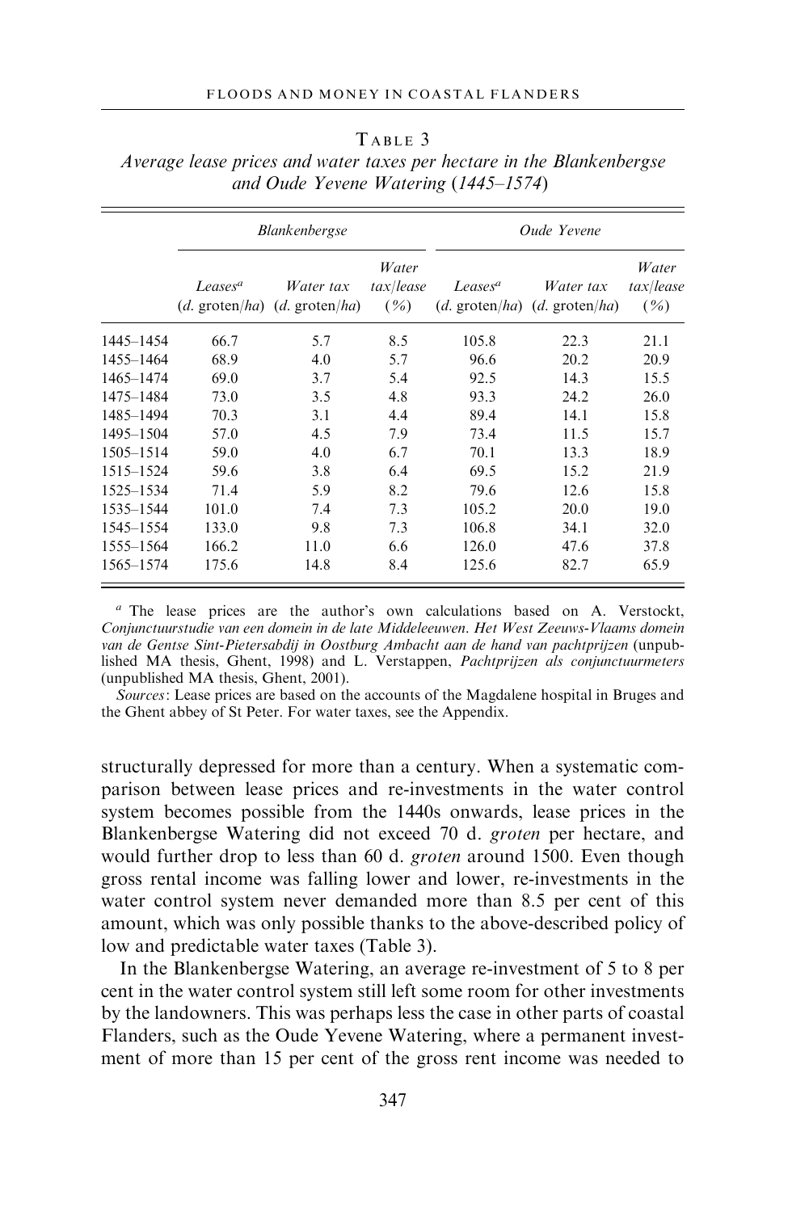TABLE 3

*Average lease prices and water taxes per hectare in the Blankenbergse and Oude Yevene Watering (1445–1574)*

| | *Blankenbergse* | | | *Oude Yevene* | | |
|---|---|---|---|---|---|---|
| | *Leases*[a] (*d.* groten/*ha*) | *Water tax* (*d.* groten/*ha*) | *Water tax/lease* (%) | *Leases*[a] (*d.* groten/*ha*) | *Water tax* (*d.* groten/*ha*) | *Water tax/lease* (%) |
| 1445–1454 | 66.7 | 5.7 | 8.5 | 105.8 | 22.3 | 21.1 |
| 1455–1464 | 68.9 | 4.0 | 5.7 | 96.6 | 20.2 | 20.9 |
| 1465–1474 | 69.0 | 3.7 | 5.4 | 92.5 | 14.3 | 15.5 |
| 1475–1484 | 73.0 | 3.5 | 4.8 | 93.3 | 24.2 | 26.0 |
| 1485–1494 | 70.3 | 3.1 | 4.4 | 89.4 | 14.1 | 15.8 |
| 1495–1504 | 57.0 | 4.5 | 7.9 | 73.4 | 11.5 | 15.7 |
| 1505–1514 | 59.0 | 4.0 | 6.7 | 70.1 | 13.3 | 18.9 |
| 1515–1524 | 59.6 | 3.8 | 6.4 | 69.5 | 15.2 | 21.9 |
| 1525–1534 | 71.4 | 5.9 | 8.2 | 79.6 | 12.6 | 15.8 |
| 1535–1544 | 101.0 | 7.4 | 7.3 | 105.2 | 20.0 | 19.0 |
| 1545–1554 | 133.0 | 9.8 | 7.3 | 106.8 | 34.1 | 32.0 |
| 1555–1564 | 166.2 | 11.0 | 6.6 | 126.0 | 47.6 | 37.8 |
| 1565–1574 | 175.6 | 14.8 | 8.4 | 125.6 | 82.7 | 65.9 |

[a] The lease prices are the author's own calculations based on A. Verstockt, *Conjunctuurstudie van een domein in de late Middeleeuwen. Het West Zeeuws-Vlaams domein van de Gentse Sint-Pietersabdij in Oostburg Ambacht aan de hand van pachtprijzen* (unpublished MA thesis, Ghent, 1998) and L. Verstappen, *Pachtprijzen als conjunctuurmeters* (unpublished MA thesis, Ghent, 2001).

*Sources*: Lease prices are based on the accounts of the Magdalene hospital in Bruges and the Ghent abbey of St Peter. For water taxes, see the Appendix.

structurally depressed for more than a century. When a systematic comparison between lease prices and re-investments in the water control system becomes possible from the 1440s onwards, lease prices in the Blankenbergse Watering did not exceed 70 d. *groten* per hectare, and would further drop to less than 60 d. *groten* around 1500. Even though gross rental income was falling lower and lower, re-investments in the water control system never demanded more than 8.5 per cent of this amount, which was only possible thanks to the above-described policy of low and predictable water taxes (Table 3).

In the Blankenbergse Watering, an average re-investment of 5 to 8 per cent in the water control system still left some room for other investments by the landowners. This was perhaps less the case in other parts of coastal Flanders, such as the Oude Yevene Watering, where a permanent investment of more than 15 per cent of the gross rent income was needed to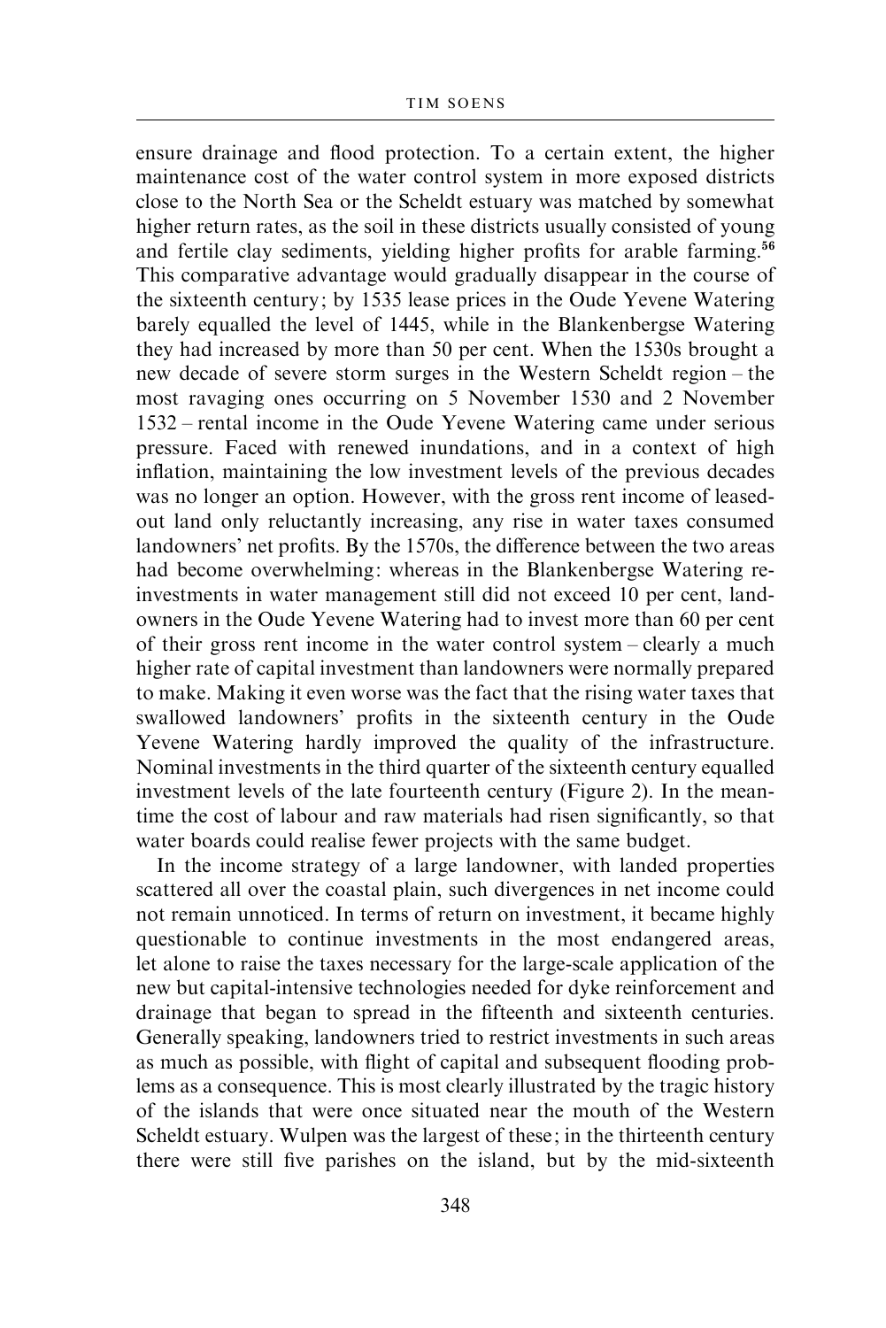ensure drainage and flood protection. To a certain extent, the higher maintenance cost of the water control system in more exposed districts close to the North Sea or the Scheldt estuary was matched by somewhat higher return rates, as the soil in these districts usually consisted of young and fertile clay sediments, yielding higher profits for arable farming.[56] This comparative advantage would gradually disappear in the course of the sixteenth century; by 1535 lease prices in the Oude Yevene Watering barely equalled the level of 1445, while in the Blankenbergse Watering they had increased by more than 50 per cent. When the 1530s brought a new decade of severe storm surges in the Western Scheldt region – the most ravaging ones occurring on 5 November 1530 and 2 November 1532 – rental income in the Oude Yevene Watering came under serious pressure. Faced with renewed inundations, and in a context of high inflation, maintaining the low investment levels of the previous decades was no longer an option. However, with the gross rent income of leased-out land only reluctantly increasing, any rise in water taxes consumed landowners' net profits. By the 1570s, the difference between the two areas had become overwhelming: whereas in the Blankenbergse Watering re-investments in water management still did not exceed 10 per cent, landowners in the Oude Yevene Watering had to invest more than 60 per cent of their gross rent income in the water control system – clearly a much higher rate of capital investment than landowners were normally prepared to make. Making it even worse was the fact that the rising water taxes that swallowed landowners' profits in the sixteenth century in the Oude Yevene Watering hardly improved the quality of the infrastructure. Nominal investments in the third quarter of the sixteenth century equalled investment levels of the late fourteenth century (Figure 2). In the meantime the cost of labour and raw materials had risen significantly, so that water boards could realise fewer projects with the same budget.

In the income strategy of a large landowner, with landed properties scattered all over the coastal plain, such divergences in net income could not remain unnoticed. In terms of return on investment, it became highly questionable to continue investments in the most endangered areas, let alone to raise the taxes necessary for the large-scale application of the new but capital-intensive technologies needed for dyke reinforcement and drainage that began to spread in the fifteenth and sixteenth centuries. Generally speaking, landowners tried to restrict investments in such areas as much as possible, with flight of capital and subsequent flooding problems as a consequence. This is most clearly illustrated by the tragic history of the islands that were once situated near the mouth of the Western Scheldt estuary. Wulpen was the largest of these; in the thirteenth century there were still five parishes on the island, but by the mid-sixteenth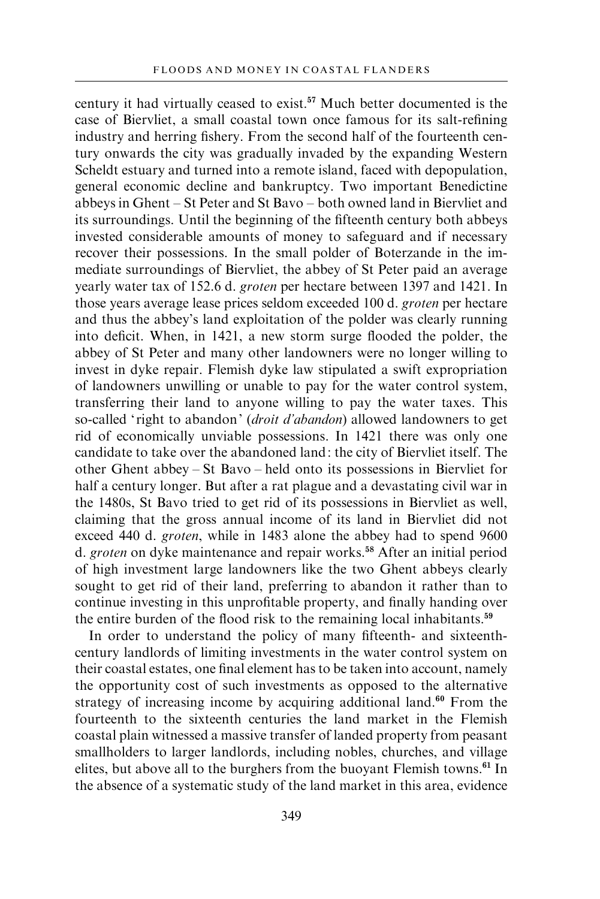century it had virtually ceased to exist.[57] Much better documented is the case of Biervliet, a small coastal town once famous for its salt-refining industry and herring fishery. From the second half of the fourteenth century onwards the city was gradually invaded by the expanding Western Scheldt estuary and turned into a remote island, faced with depopulation, general economic decline and bankruptcy. Two important Benedictine abbeys in Ghent – St Peter and St Bavo – both owned land in Biervliet and its surroundings. Until the beginning of the fifteenth century both abbeys invested considerable amounts of money to safeguard and if necessary recover their possessions. In the small polder of Boterzande in the immediate surroundings of Biervliet, the abbey of St Peter paid an average yearly water tax of 152.6 d. *groten* per hectare between 1397 and 1421. In those years average lease prices seldom exceeded 100 d. *groten* per hectare and thus the abbey's land exploitation of the polder was clearly running into deficit. When, in 1421, a new storm surge flooded the polder, the abbey of St Peter and many other landowners were no longer willing to invest in dyke repair. Flemish dyke law stipulated a swift expropriation of landowners unwilling or unable to pay for the water control system, transferring their land to anyone willing to pay the water taxes. This so-called 'right to abandon' (*droit d'abandon*) allowed landowners to get rid of economically unviable possessions. In 1421 there was only one candidate to take over the abandoned land: the city of Biervliet itself. The other Ghent abbey – St Bavo – held onto its possessions in Biervliet for half a century longer. But after a rat plague and a devastating civil war in the 1480s, St Bavo tried to get rid of its possessions in Biervliet as well, claiming that the gross annual income of its land in Biervliet did not exceed 440 d. *groten*, while in 1483 alone the abbey had to spend 9600 d. *groten* on dyke maintenance and repair works.[58] After an initial period of high investment large landowners like the two Ghent abbeys clearly sought to get rid of their land, preferring to abandon it rather than to continue investing in this unprofitable property, and finally handing over the entire burden of the flood risk to the remaining local inhabitants.[59]

In order to understand the policy of many fifteenth- and sixteenth-century landlords of limiting investments in the water control system on their coastal estates, one final element has to be taken into account, namely the opportunity cost of such investments as opposed to the alternative strategy of increasing income by acquiring additional land.[60] From the fourteenth to the sixteenth centuries the land market in the Flemish coastal plain witnessed a massive transfer of landed property from peasant smallholders to larger landlords, including nobles, churches, and village elites, but above all to the burghers from the buoyant Flemish towns.[61] In the absence of a systematic study of the land market in this area, evidence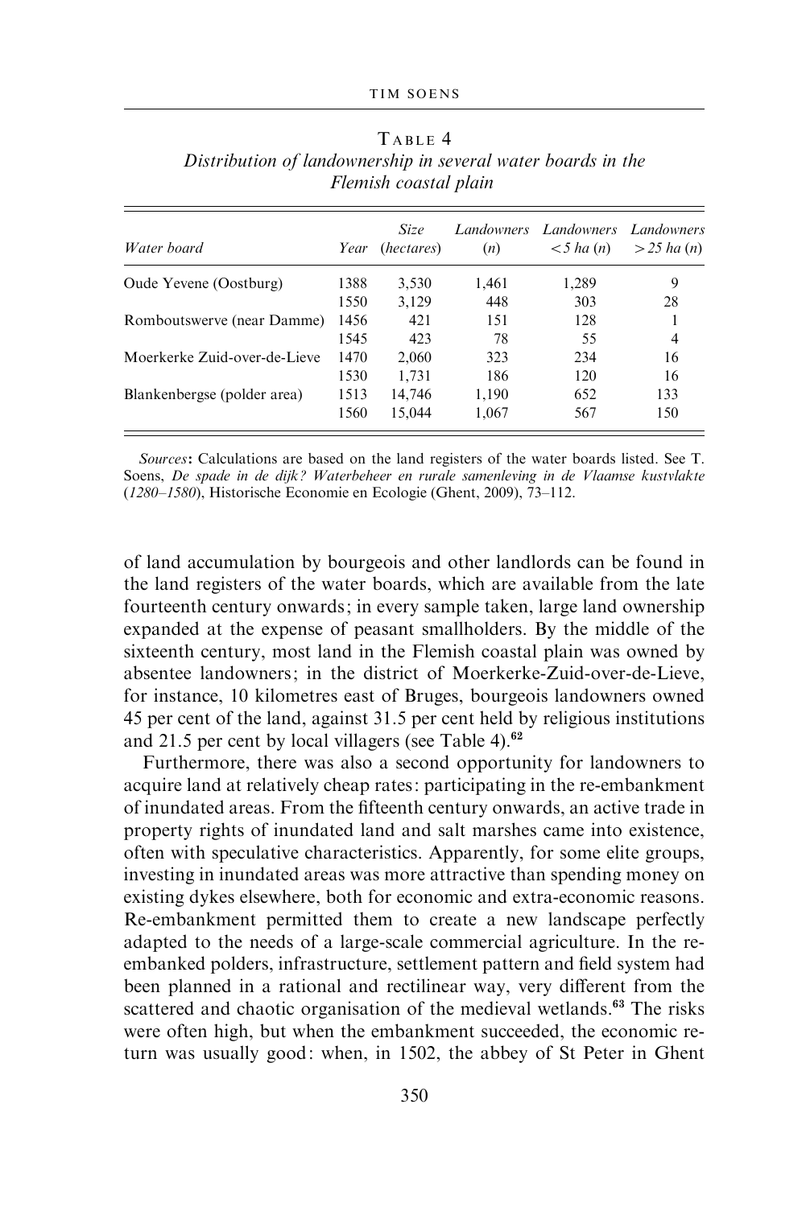TABLE 4
*Distribution of landownership in several water boards in the Flemish coastal plain*

| *Water board* | *Year* | *Size (hectares)* | *Landowners (n)* | *Landowners < 5 ha (n)* | *Landowners > 25 ha (n)* |
|---|---|---|---|---|---|
| Oude Yevene (Oostburg) | 1388 | 3,530 | 1,461 | 1,289 | 9 |
| | 1550 | 3,129 | 448 | 303 | 28 |
| Romboutswerve (near Damme) | 1456 | 421 | 151 | 128 | 1 |
| | 1545 | 423 | 78 | 55 | 4 |
| Moerkerke Zuid-over-de-Lieve | 1470 | 2,060 | 323 | 234 | 16 |
| | 1530 | 1,731 | 186 | 120 | 16 |
| Blankenbergse (polder area) | 1513 | 14,746 | 1,190 | 652 | 133 |
| | 1560 | 15,044 | 1,067 | 567 | 150 |

*Sources*: Calculations are based on the land registers of the water boards listed. See T. Soens, *De spade in de dijk? Waterbeheer en rurale samenleving in de Vlaamse kustvlakte (1280–1580)*, Historische Economie en Ecologie (Ghent, 2009), 73–112.

of land accumulation by bourgeois and other landlords can be found in the land registers of the water boards, which are available from the late fourteenth century onwards; in every sample taken, large land ownership expanded at the expense of peasant smallholders. By the middle of the sixteenth century, most land in the Flemish coastal plain was owned by absentee landowners; in the district of Moerkerke-Zuid-over-de-Lieve, for instance, 10 kilometres east of Bruges, bourgeois landowners owned 45 per cent of the land, against 31.5 per cent held by religious institutions and 21.5 per cent by local villagers (see Table 4).[62]

Furthermore, there was also a second opportunity for landowners to acquire land at relatively cheap rates: participating in the re-embankment of inundated areas. From the fifteenth century onwards, an active trade in property rights of inundated land and salt marshes came into existence, often with speculative characteristics. Apparently, for some elite groups, investing in inundated areas was more attractive than spending money on existing dykes elsewhere, both for economic and extra-economic reasons. Re-embankment permitted them to create a new landscape perfectly adapted to the needs of a large-scale commercial agriculture. In the re-embanked polders, infrastructure, settlement pattern and field system had been planned in a rational and rectilinear way, very different from the scattered and chaotic organisation of the medieval wetlands.[63] The risks were often high, but when the embankment succeeded, the economic return was usually good: when, in 1502, the abbey of St Peter in Ghent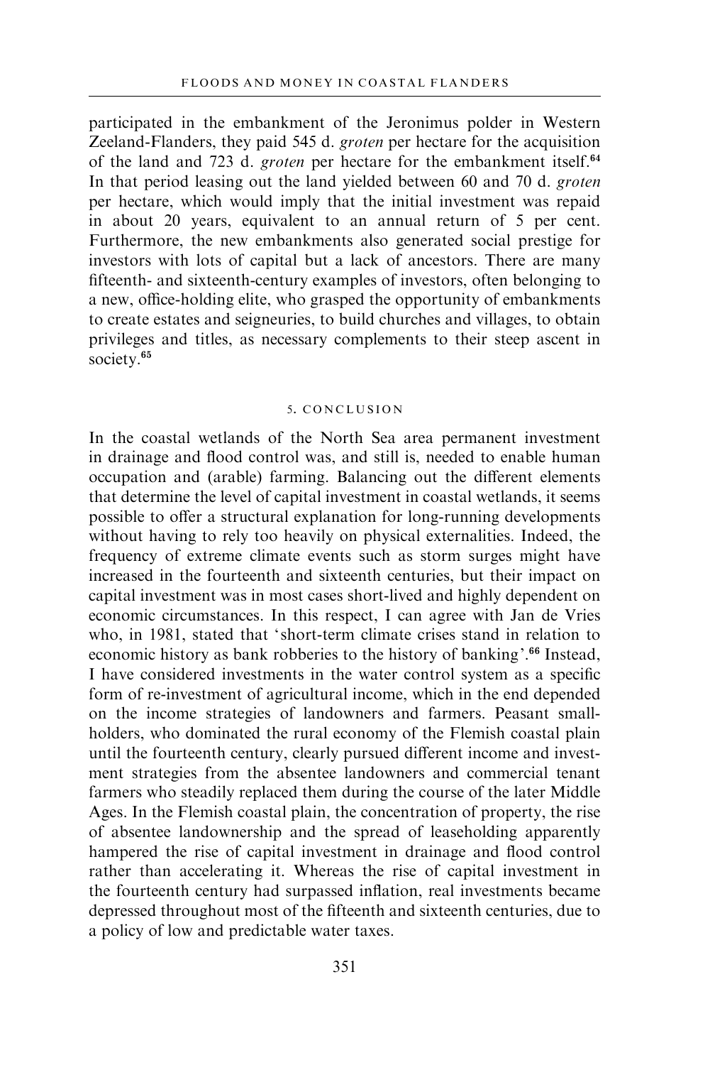participated in the embankment of the Jeronimus polder in Western Zeeland-Flanders, they paid 545 d. *groten* per hectare for the acquisition of the land and 723 d. *groten* per hectare for the embankment itself.[64] In that period leasing out the land yielded between 60 and 70 d. *groten* per hectare, which would imply that the initial investment was repaid in about 20 years, equivalent to an annual return of 5 per cent. Furthermore, the new embankments also generated social prestige for investors with lots of capital but a lack of ancestors. There are many fifteenth- and sixteenth-century examples of investors, often belonging to a new, office-holding elite, who grasped the opportunity of embankments to create estates and seigneuries, to build churches and villages, to obtain privileges and titles, as necessary complements to their steep ascent in society.[65]

## 5. CONCLUSION

In the coastal wetlands of the North Sea area permanent investment in drainage and flood control was, and still is, needed to enable human occupation and (arable) farming. Balancing out the different elements that determine the level of capital investment in coastal wetlands, it seems possible to offer a structural explanation for long-running developments without having to rely too heavily on physical externalities. Indeed, the frequency of extreme climate events such as storm surges might have increased in the fourteenth and sixteenth centuries, but their impact on capital investment was in most cases short-lived and highly dependent on economic circumstances. In this respect, I can agree with Jan de Vries who, in 1981, stated that 'short-term climate crises stand in relation to economic history as bank robberies to the history of banking'.[66] Instead, I have considered investments in the water control system as a specific form of re-investment of agricultural income, which in the end depended on the income strategies of landowners and farmers. Peasant smallholders, who dominated the rural economy of the Flemish coastal plain until the fourteenth century, clearly pursued different income and investment strategies from the absentee landowners and commercial tenant farmers who steadily replaced them during the course of the later Middle Ages. In the Flemish coastal plain, the concentration of property, the rise of absentee landownership and the spread of leaseholding apparently hampered the rise of capital investment in drainage and flood control rather than accelerating it. Whereas the rise of capital investment in the fourteenth century had surpassed inflation, real investments became depressed throughout most of the fifteenth and sixteenth centuries, due to a policy of low and predictable water taxes.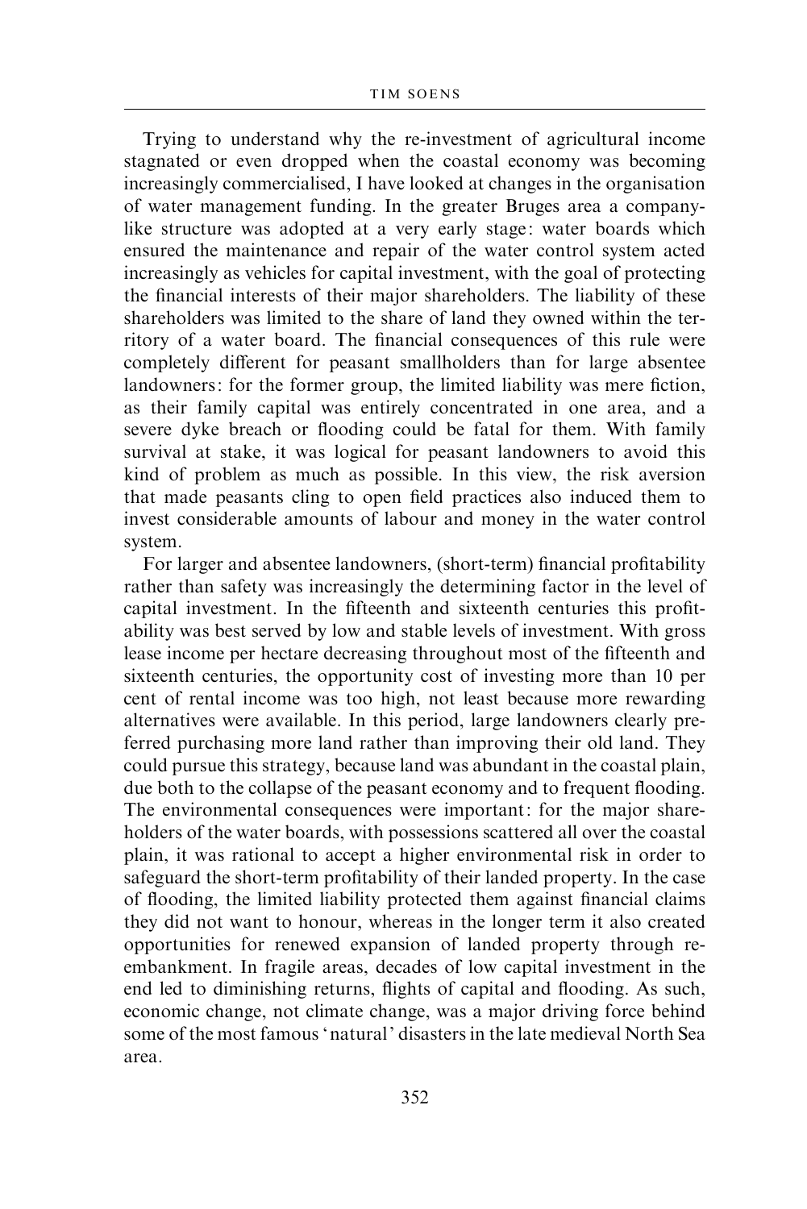Trying to understand why the re-investment of agricultural income stagnated or even dropped when the coastal economy was becoming increasingly commercialised, I have looked at changes in the organisation of water management funding. In the greater Bruges area a company-like structure was adopted at a very early stage: water boards which ensured the maintenance and repair of the water control system acted increasingly as vehicles for capital investment, with the goal of protecting the financial interests of their major shareholders. The liability of these shareholders was limited to the share of land they owned within the territory of a water board. The financial consequences of this rule were completely different for peasant smallholders than for large absentee landowners: for the former group, the limited liability was mere fiction, as their family capital was entirely concentrated in one area, and a severe dyke breach or flooding could be fatal for them. With family survival at stake, it was logical for peasant landowners to avoid this kind of problem as much as possible. In this view, the risk aversion that made peasants cling to open field practices also induced them to invest considerable amounts of labour and money in the water control system.

For larger and absentee landowners, (short-term) financial profitability rather than safety was increasingly the determining factor in the level of capital investment. In the fifteenth and sixteenth centuries this profitability was best served by low and stable levels of investment. With gross lease income per hectare decreasing throughout most of the fifteenth and sixteenth centuries, the opportunity cost of investing more than 10 per cent of rental income was too high, not least because more rewarding alternatives were available. In this period, large landowners clearly preferred purchasing more land rather than improving their old land. They could pursue this strategy, because land was abundant in the coastal plain, due both to the collapse of the peasant economy and to frequent flooding. The environmental consequences were important: for the major shareholders of the water boards, with possessions scattered all over the coastal plain, it was rational to accept a higher environmental risk in order to safeguard the short-term profitability of their landed property. In the case of flooding, the limited liability protected them against financial claims they did not want to honour, whereas in the longer term it also created opportunities for renewed expansion of landed property through re-embankment. In fragile areas, decades of low capital investment in the end led to diminishing returns, flights of capital and flooding. As such, economic change, not climate change, was a major driving force behind some of the most famous 'natural' disasters in the late medieval North Sea area.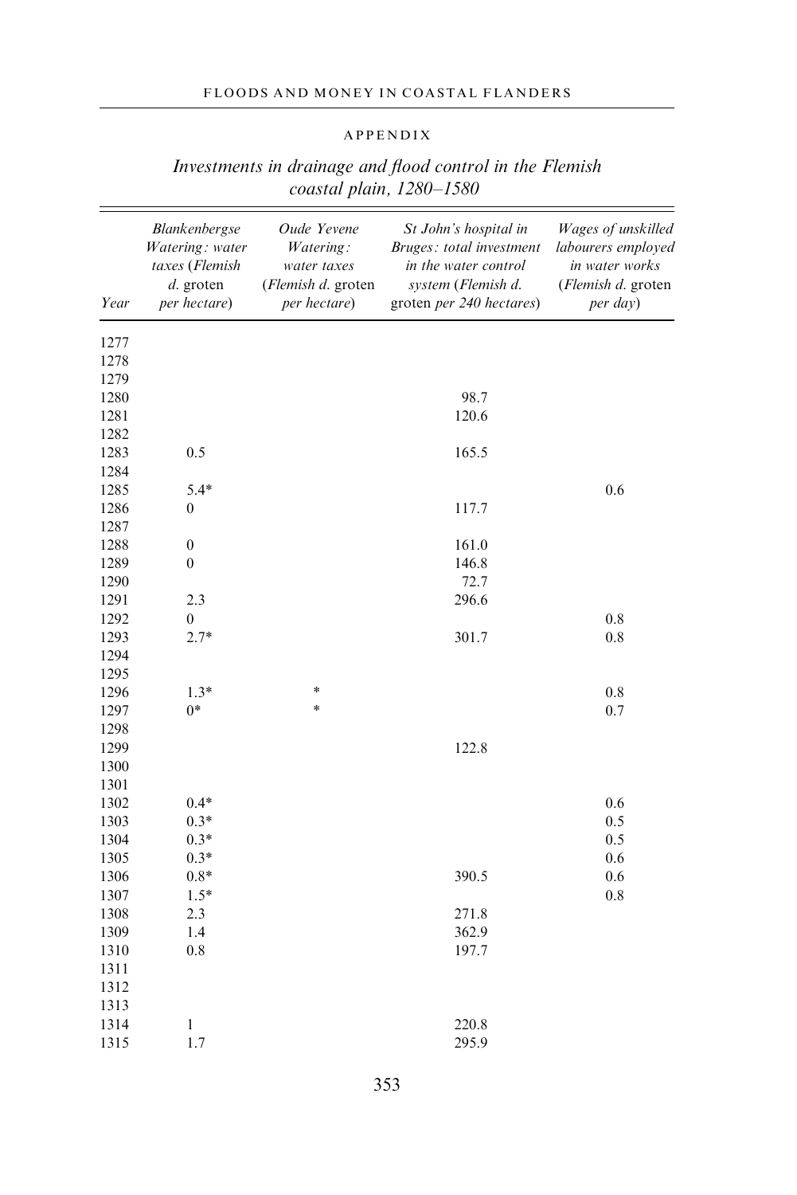## APPENDIX

*Investments in drainage and flood control in the Flemish coastal plain, 1280–1580*

| Year | *Blankenbergse Watering: water taxes* (*Flemish d.* groten *per hectare*) | *Oude Yevene Watering: water taxes* (*Flemish d.* groten *per hectare*) | *St John's hospital in Bruges: total investment in the water control system* (*Flemish d.* groten *per 240 hectares*) | *Wages of unskilled labourers employed in water works* (*Flemish d.* groten *per day*) |
|---|---|---|---|---|
| 1277 | | | | |
| 1278 | | | | |
| 1279 | | | | |
| 1280 | | | 98.7 | |
| 1281 | | | 120.6 | |
| 1282 | | | | |
| 1283 | 0.5 | | 165.5 | |
| 1284 | | | | |
| 1285 | 5.4* | | | 0.6 |
| 1286 | 0 | | 117.7 | |
| 1287 | | | | |
| 1288 | 0 | | 161.0 | |
| 1289 | 0 | | 146.8 | |
| 1290 | | | 72.7 | |
| 1291 | 2.3 | | 296.6 | |
| 1292 | 0 | | | 0.8 |
| 1293 | 2.7* | | 301.7 | 0.8 |
| 1294 | | | | |
| 1295 | | | | |
| 1296 | 1.3* | * | | 0.8 |
| 1297 | 0* | * | | 0.7 |
| 1298 | | | | |
| 1299 | | | 122.8 | |
| 1300 | | | | |
| 1301 | | | | |
| 1302 | 0.4* | | | 0.6 |
| 1303 | 0.3* | | | 0.5 |
| 1304 | 0.3* | | | 0.5 |
| 1305 | 0.3* | | | 0.6 |
| 1306 | 0.8* | | 390.5 | 0.6 |
| 1307 | 1.5* | | | 0.8 |
| 1308 | 2.3 | | 271.8 | |
| 1309 | 1.4 | | 362.9 | |
| 1310 | 0.8 | | 197.7 | |
| 1311 | | | | |
| 1312 | | | | |
| 1313 | | | | |
| 1314 | 1 | | 220.8 | |
| 1315 | 1.7 | | 295.9 | |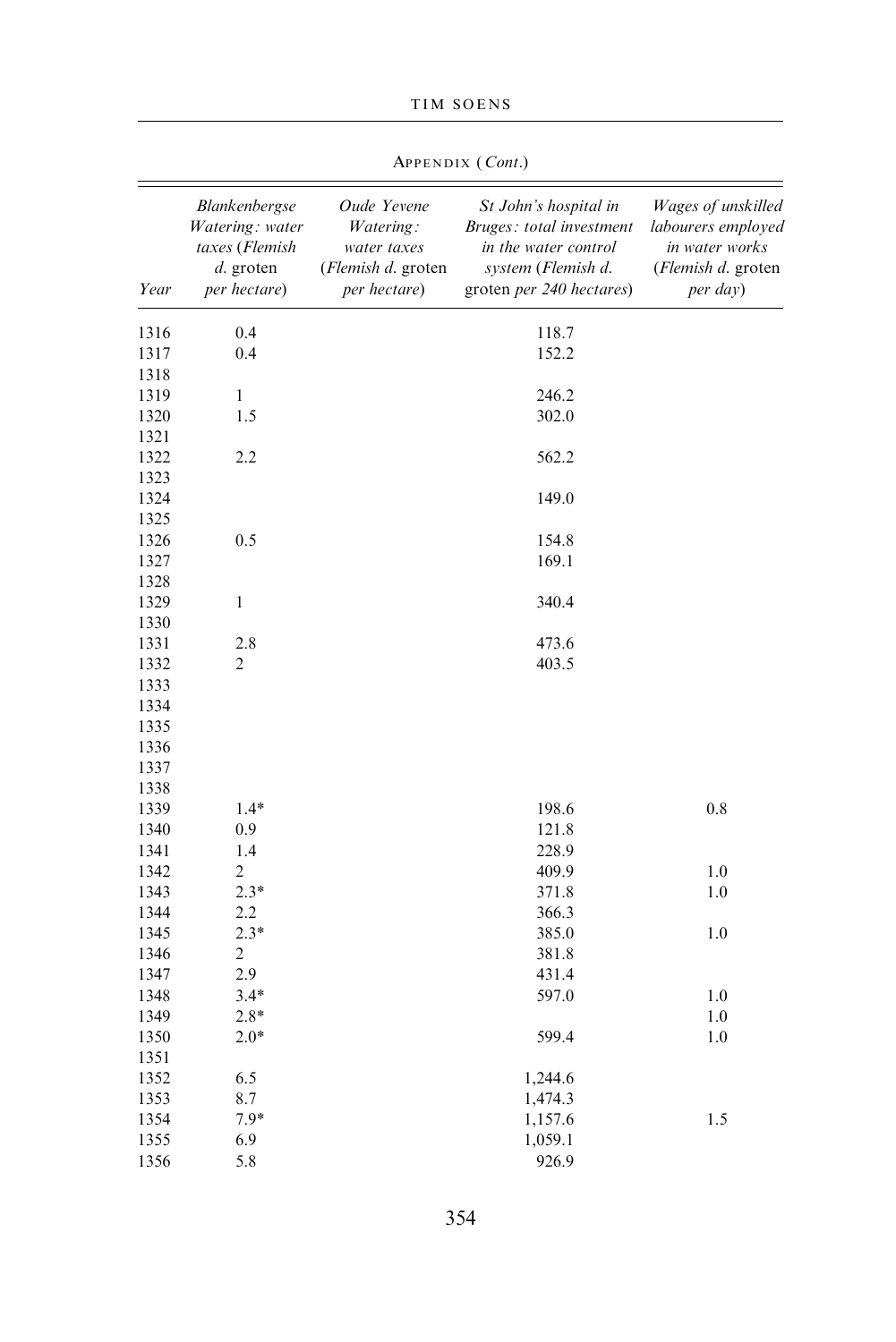Appendix (*Cont.*)

| Year | *Blankenbergse Watering: water taxes* (*Flemish d.* groten *per hectare*) | *Oude Yevene Watering: water taxes* (*Flemish d.* groten *per hectare*) | *St John's hospital in Bruges: total investment in the water control system* (*Flemish d.* groten *per 240 hectares*) | *Wages of unskilled labourers employed in water works* (*Flemish d.* groten *per day*) |
|---|---|---|---|---|
| 1316 | 0.4 | | 118.7 | |
| 1317 | 0.4 | | 152.2 | |
| 1318 | | | | |
| 1319 | 1 | | 246.2 | |
| 1320 | 1.5 | | 302.0 | |
| 1321 | | | | |
| 1322 | 2.2 | | 562.2 | |
| 1323 | | | | |
| 1324 | | | 149.0 | |
| 1325 | | | | |
| 1326 | 0.5 | | 154.8 | |
| 1327 | | | 169.1 | |
| 1328 | | | | |
| 1329 | 1 | | 340.4 | |
| 1330 | | | | |
| 1331 | 2.8 | | 473.6 | |
| 1332 | 2 | | 403.5 | |
| 1333 | | | | |
| 1334 | | | | |
| 1335 | | | | |
| 1336 | | | | |
| 1337 | | | | |
| 1338 | | | | |
| 1339 | 1.4* | | 198.6 | 0.8 |
| 1340 | 0.9 | | 121.8 | |
| 1341 | 1.4 | | 228.9 | |
| 1342 | 2 | | 409.9 | 1.0 |
| 1343 | 2.3* | | 371.8 | 1.0 |
| 1344 | 2.2 | | 366.3 | |
| 1345 | 2.3* | | 385.0 | 1.0 |
| 1346 | 2 | | 381.8 | |
| 1347 | 2.9 | | 431.4 | |
| 1348 | 3.4* | | 597.0 | 1.0 |
| 1349 | 2.8* | | | 1.0 |
| 1350 | 2.0* | | 599.4 | 1.0 |
| 1351 | | | | |
| 1352 | 6.5 | | 1,244.6 | |
| 1353 | 8.7 | | 1,474.3 | |
| 1354 | 7.9* | | 1,157.6 | 1.5 |
| 1355 | 6.9 | | 1,059.1 | |
| 1356 | 5.8 | | 926.9 | |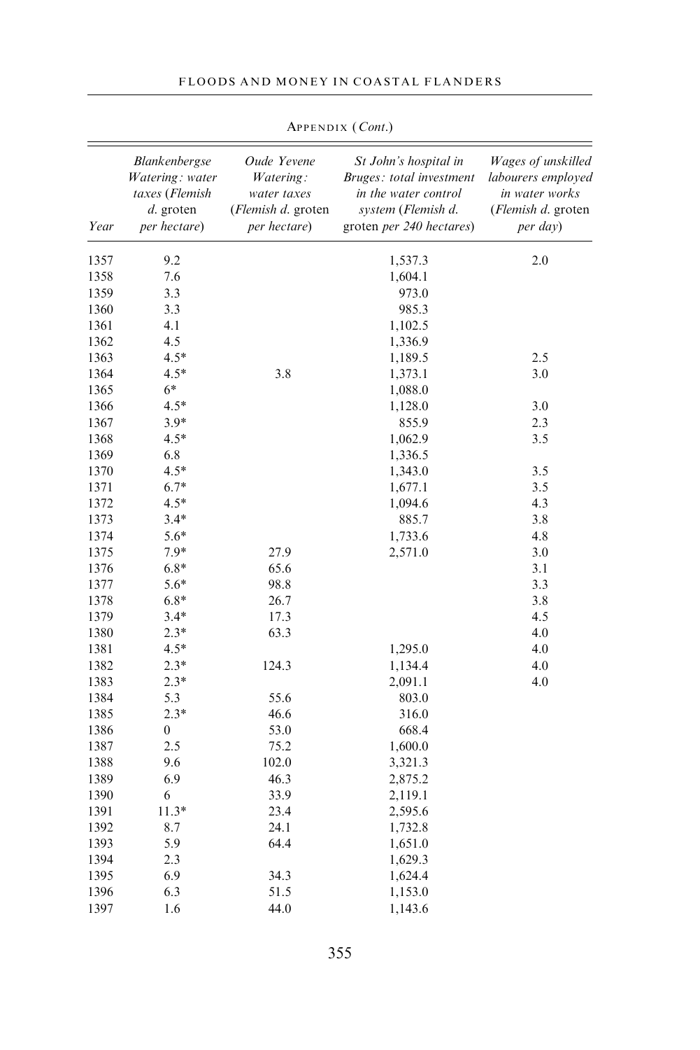Appendix (*Cont.*)

| Year | *Blankenbergse Watering: water taxes* (*Flemish d.* groten *per hectare*) | *Oude Yevene Watering: water taxes* (*Flemish d.* groten *per hectare*) | *St John's hospital in Bruges: total investment in the water control system* (*Flemish d.* groten *per 240 hectares*) | *Wages of unskilled labourers employed in water works* (*Flemish d.* groten *per day*) |
|---|---|---|---|---|
| 1357 | 9.2 | | 1,537.3 | 2.0 |
| 1358 | 7.6 | | 1,604.1 | |
| 1359 | 3.3 | | 973.0 | |
| 1360 | 3.3 | | 985.3 | |
| 1361 | 4.1 | | 1,102.5 | |
| 1362 | 4.5 | | 1,336.9 | |
| 1363 | 4.5* | | 1,189.5 | 2.5 |
| 1364 | 4.5* | 3.8 | 1,373.1 | 3.0 |
| 1365 | 6* | | 1,088.0 | |
| 1366 | 4.5* | | 1,128.0 | 3.0 |
| 1367 | 3.9* | | 855.9 | 2.3 |
| 1368 | 4.5* | | 1,062.9 | 3.5 |
| 1369 | 6.8 | | 1,336.5 | |
| 1370 | 4.5* | | 1,343.0 | 3.5 |
| 1371 | 6.7* | | 1,677.1 | 3.5 |
| 1372 | 4.5* | | 1,094.6 | 4.3 |
| 1373 | 3.4* | | 885.7 | 3.8 |
| 1374 | 5.6* | | 1,733.6 | 4.8 |
| 1375 | 7.9* | 27.9 | 2,571.0 | 3.0 |
| 1376 | 6.8* | 65.6 | | 3.1 |
| 1377 | 5.6* | 98.8 | | 3.3 |
| 1378 | 6.8* | 26.7 | | 3.8 |
| 1379 | 3.4* | 17.3 | | 4.5 |
| 1380 | 2.3* | 63.3 | | 4.0 |
| 1381 | 4.5* | | 1,295.0 | 4.0 |
| 1382 | 2.3* | 124.3 | 1,134.4 | 4.0 |
| 1383 | 2.3* | | 2,091.1 | 4.0 |
| 1384 | 5.3 | 55.6 | 803.0 | |
| 1385 | 2.3* | 46.6 | 316.0 | |
| 1386 | 0 | 53.0 | 668.4 | |
| 1387 | 2.5 | 75.2 | 1,600.0 | |
| 1388 | 9.6 | 102.0 | 3,321.3 | |
| 1389 | 6.9 | 46.3 | 2,875.2 | |
| 1390 | 6 | 33.9 | 2,119.1 | |
| 1391 | 11.3* | 23.4 | 2,595.6 | |
| 1392 | 8.7 | 24.1 | 1,732.8 | |
| 1393 | 5.9 | 64.4 | 1,651.0 | |
| 1394 | 2.3 | | 1,629.3 | |
| 1395 | 6.9 | 34.3 | 1,624.4 | |
| 1396 | 6.3 | 51.5 | 1,153.0 | |
| 1397 | 1.6 | 44.0 | 1,143.6 | |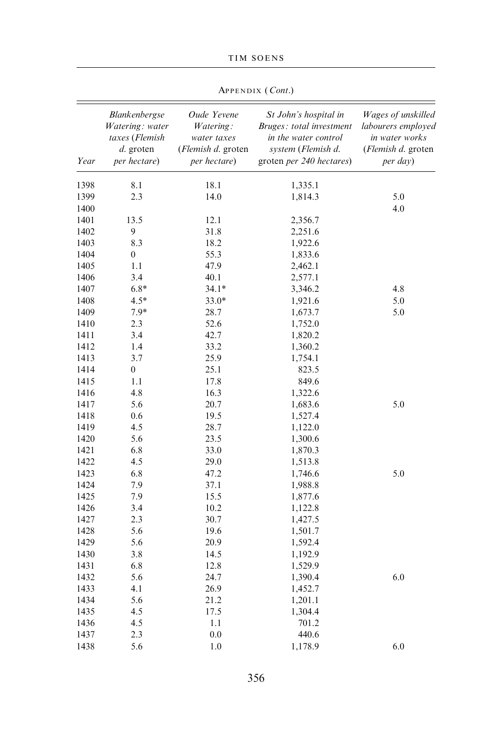APPENDIX (*Cont*.)

| *Year* | *Blankenbergse Watering: water taxes* (*Flemish d.* groten *per hectare*) | *Oude Yevene Watering: water taxes* (*Flemish d.* groten *per hectare*) | *St John's hospital in Bruges: total investment in the water control system* (*Flemish d.* groten *per 240 hectares*) | *Wages of unskilled labourers employed in water works* (*Flemish d.* groten *per day*) |
|---|---|---|---|---|
| 1398 | 8.1 | 18.1 | 1,335.1 | |
| 1399 | 2.3 | 14.0 | 1,814.3 | 5.0 |
| 1400 | | | | 4.0 |
| 1401 | 13.5 | 12.1 | 2,356.7 | |
| 1402 | 9 | 31.8 | 2,251.6 | |
| 1403 | 8.3 | 18.2 | 1,922.6 | |
| 1404 | 0 | 55.3 | 1,833.6 | |
| 1405 | 1.1 | 47.9 | 2,462.1 | |
| 1406 | 3.4 | 40.1 | 2,577.1 | |
| 1407 | 6.8* | 34.1* | 3,346.2 | 4.8 |
| 1408 | 4.5* | 33.0* | 1,921.6 | 5.0 |
| 1409 | 7.9* | 28.7 | 1,673.7 | 5.0 |
| 1410 | 2.3 | 52.6 | 1,752.0 | |
| 1411 | 3.4 | 42.7 | 1,820.2 | |
| 1412 | 1.4 | 33.2 | 1,360.2 | |
| 1413 | 3.7 | 25.9 | 1,754.1 | |
| 1414 | 0 | 25.1 | 823.5 | |
| 1415 | 1.1 | 17.8 | 849.6 | |
| 1416 | 4.8 | 16.3 | 1,322.6 | |
| 1417 | 5.6 | 20.7 | 1,683.6 | 5.0 |
| 1418 | 0.6 | 19.5 | 1,527.4 | |
| 1419 | 4.5 | 28.7 | 1,122.0 | |
| 1420 | 5.6 | 23.5 | 1,300.6 | |
| 1421 | 6.8 | 33.0 | 1,870.3 | |
| 1422 | 4.5 | 29.0 | 1,513.8 | |
| 1423 | 6.8 | 47.2 | 1,746.6 | 5.0 |
| 1424 | 7.9 | 37.1 | 1,988.8 | |
| 1425 | 7.9 | 15.5 | 1,877.6 | |
| 1426 | 3.4 | 10.2 | 1,122.8 | |
| 1427 | 2.3 | 30.7 | 1,427.5 | |
| 1428 | 5.6 | 19.6 | 1,501.7 | |
| 1429 | 5.6 | 20.9 | 1,592.4 | |
| 1430 | 3.8 | 14.5 | 1,192.9 | |
| 1431 | 6.8 | 12.8 | 1,529.9 | |
| 1432 | 5.6 | 24.7 | 1,390.4 | 6.0 |
| 1433 | 4.1 | 26.9 | 1,452.7 | |
| 1434 | 5.6 | 21.2 | 1,201.1 | |
| 1435 | 4.5 | 17.5 | 1,304.4 | |
| 1436 | 4.5 | 1.1 | 701.2 | |
| 1437 | 2.3 | 0.0 | 440.6 | |
| 1438 | 5.6 | 1.0 | 1,178.9 | 6.0 |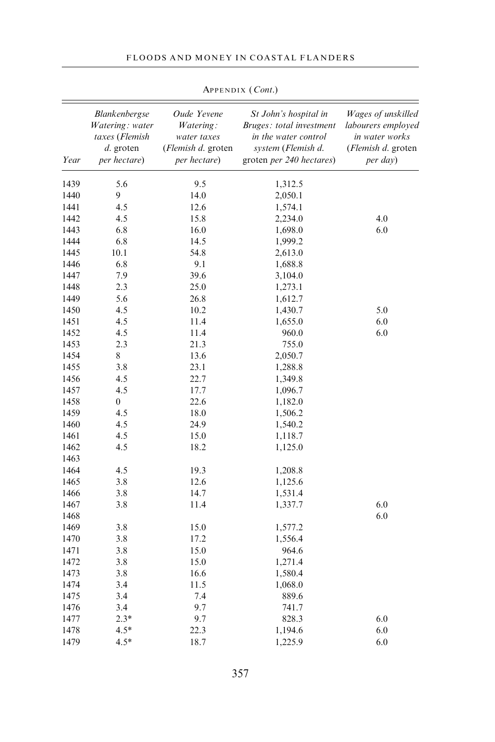APPENDIX (*Cont.*)

| Year | *Blankenbergse Watering: water taxes* (*Flemish d.* groten *per hectare*) | *Oude Yevene Watering: water taxes* (*Flemish d.* groten *per hectare*) | *St John's hospital in Bruges: total investment in the water control system* (*Flemish d.* groten *per 240 hectares*) | *Wages of unskilled labourers employed in water works* (*Flemish d.* groten *per day*) |
|---|---|---|---|---|
| 1439 | 5.6 | 9.5 | 1,312.5 | |
| 1440 | 9 | 14.0 | 2,050.1 | |
| 1441 | 4.5 | 12.6 | 1,574.1 | |
| 1442 | 4.5 | 15.8 | 2,234.0 | 4.0 |
| 1443 | 6.8 | 16.0 | 1,698.0 | 6.0 |
| 1444 | 6.8 | 14.5 | 1,999.2 | |
| 1445 | 10.1 | 54.8 | 2,613.0 | |
| 1446 | 6.8 | 9.1 | 1,688.8 | |
| 1447 | 7.9 | 39.6 | 3,104.0 | |
| 1448 | 2.3 | 25.0 | 1,273.1 | |
| 1449 | 5.6 | 26.8 | 1,612.7 | |
| 1450 | 4.5 | 10.2 | 1,430.7 | 5.0 |
| 1451 | 4.5 | 11.4 | 1,655.0 | 6.0 |
| 1452 | 4.5 | 11.4 | 960.0 | 6.0 |
| 1453 | 2.3 | 21.3 | 755.0 | |
| 1454 | 8 | 13.6 | 2,050.7 | |
| 1455 | 3.8 | 23.1 | 1,288.8 | |
| 1456 | 4.5 | 22.7 | 1,349.8 | |
| 1457 | 4.5 | 17.7 | 1,096.7 | |
| 1458 | 0 | 22.6 | 1,182.0 | |
| 1459 | 4.5 | 18.0 | 1,506.2 | |
| 1460 | 4.5 | 24.9 | 1,540.2 | |
| 1461 | 4.5 | 15.0 | 1,118.7 | |
| 1462 | 4.5 | 18.2 | 1,125.0 | |
| 1463 | | | | |
| 1464 | 4.5 | 19.3 | 1,208.8 | |
| 1465 | 3.8 | 12.6 | 1,125.6 | |
| 1466 | 3.8 | 14.7 | 1,531.4 | |
| 1467 | 3.8 | 11.4 | 1,337.7 | 6.0 |
| 1468 | | | | 6.0 |
| 1469 | 3.8 | 15.0 | 1,577.2 | |
| 1470 | 3.8 | 17.2 | 1,556.4 | |
| 1471 | 3.8 | 15.0 | 964.6 | |
| 1472 | 3.8 | 15.0 | 1,271.4 | |
| 1473 | 3.8 | 16.6 | 1,580.4 | |
| 1474 | 3.4 | 11.5 | 1,068.0 | |
| 1475 | 3.4 | 7.4 | 889.6 | |
| 1476 | 3.4 | 9.7 | 741.7 | |
| 1477 | 2.3* | 9.7 | 828.3 | 6.0 |
| 1478 | 4.5* | 22.3 | 1,194.6 | 6.0 |
| 1479 | 4.5* | 18.7 | 1,225.9 | 6.0 |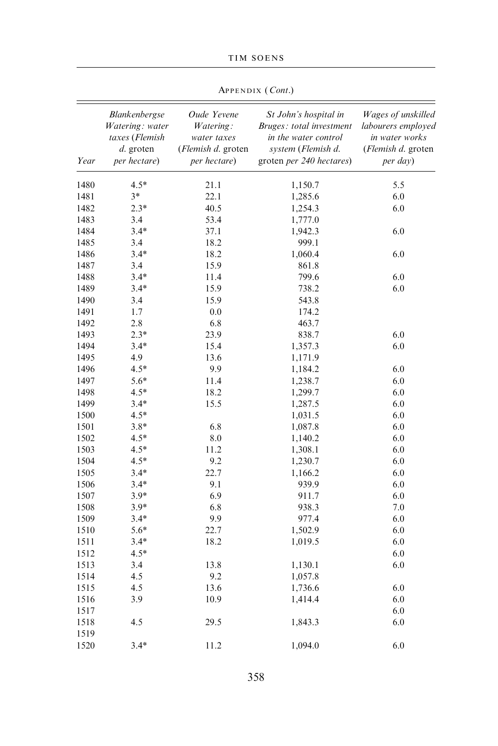Appendix (*Cont.*)

| Year | *Blankenbergse Watering: water taxes* (*Flemish d.* groten *per hectare*) | *Oude Yevene Watering: water taxes* (*Flemish d.* groten *per hectare*) | *St John's hospital in Bruges: total investment in the water control system* (*Flemish d.* groten *per 240 hectares*) | *Wages of unskilled labourers employed in water works* (*Flemish d.* groten *per day*) |
|---|---|---|---|---|
| 1480 | 4.5* | 21.1 | 1,150.7 | 5.5 |
| 1481 | 3* | 22.1 | 1,285.6 | 6.0 |
| 1482 | 2.3* | 40.5 | 1,254.3 | 6.0 |
| 1483 | 3.4 | 53.4 | 1,777.0 | |
| 1484 | 3.4* | 37.1 | 1,942.3 | 6.0 |
| 1485 | 3.4 | 18.2 | 999.1 | |
| 1486 | 3.4* | 18.2 | 1,060.4 | 6.0 |
| 1487 | 3.4 | 15.9 | 861.8 | |
| 1488 | 3.4* | 11.4 | 799.6 | 6.0 |
| 1489 | 3.4* | 15.9 | 738.2 | 6.0 |
| 1490 | 3.4 | 15.9 | 543.8 | |
| 1491 | 1.7 | 0.0 | 174.2 | |
| 1492 | 2.8 | 6.8 | 463.7 | |
| 1493 | 2.3* | 23.9 | 838.7 | 6.0 |
| 1494 | 3.4* | 15.4 | 1,357.3 | 6.0 |
| 1495 | 4.9 | 13.6 | 1,171.9 | |
| 1496 | 4.5* | 9.9 | 1,184.2 | 6.0 |
| 1497 | 5.6* | 11.4 | 1,238.7 | 6.0 |
| 1498 | 4.5* | 18.2 | 1,299.7 | 6.0 |
| 1499 | 3.4* | 15.5 | 1,287.5 | 6.0 |
| 1500 | 4.5* | | 1,031.5 | 6.0 |
| 1501 | 3.8* | 6.8 | 1,087.8 | 6.0 |
| 1502 | 4.5* | 8.0 | 1,140.2 | 6.0 |
| 1503 | 4.5* | 11.2 | 1,308.1 | 6.0 |
| 1504 | 4.5* | 9.2 | 1,230.7 | 6.0 |
| 1505 | 3.4* | 22.7 | 1,166.2 | 6.0 |
| 1506 | 3.4* | 9.1 | 939.9 | 6.0 |
| 1507 | 3.9* | 6.9 | 911.7 | 6.0 |
| 1508 | 3.9* | 6.8 | 938.3 | 7.0 |
| 1509 | 3.4* | 9.9 | 977.4 | 6.0 |
| 1510 | 5.6* | 22.7 | 1,502.9 | 6.0 |
| 1511 | 3.4* | 18.2 | 1,019.5 | 6.0 |
| 1512 | 4.5* | | | 6.0 |
| 1513 | 3.4 | 13.8 | 1,130.1 | 6.0 |
| 1514 | 4.5 | 9.2 | 1,057.8 | |
| 1515 | 4.5 | 13.6 | 1,736.6 | 6.0 |
| 1516 | 3.9 | 10.9 | 1,414.4 | 6.0 |
| 1517 | | | | 6.0 |
| 1518 | 4.5 | 29.5 | 1,843.3 | 6.0 |
| 1519 | | | | |
| 1520 | 3.4* | 11.2 | 1,094.0 | 6.0 |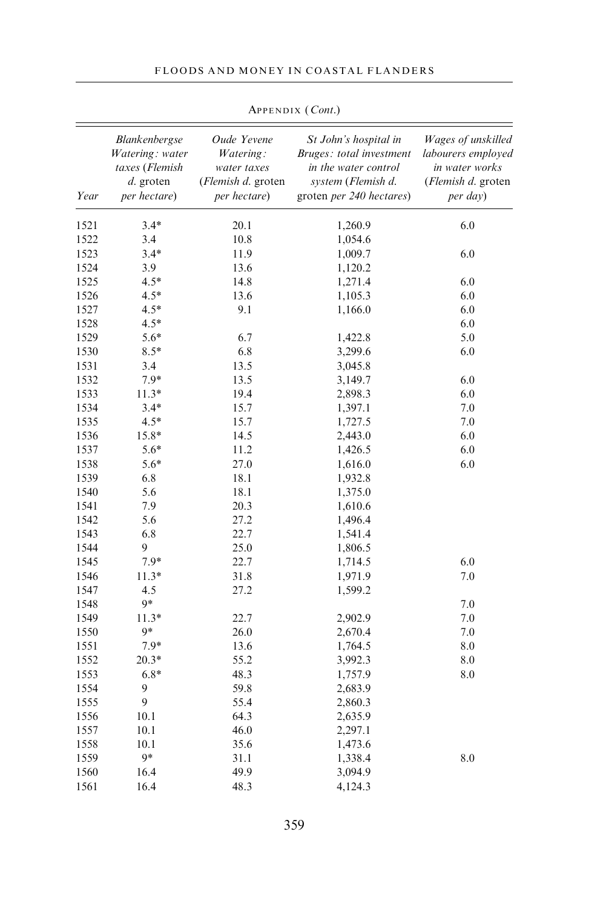Appendix (*Cont.*)

| *Year* | *Blankenbergse Watering: water taxes* (*Flemish d.* groten *per hectare*) | *Oude Yevene Watering: water taxes* (*Flemish d.* groten *per hectare*) | *St John's hospital in Bruges: total investment in the water control system* (*Flemish d.* groten *per 240 hectares*) | *Wages of unskilled labourers employed in water works* (*Flemish d.* groten *per day*) |
|---|---|---|---|---|
| 1521 | 3.4* | 20.1 | 1,260.9 | 6.0 |
| 1522 | 3.4 | 10.8 | 1,054.6 | |
| 1523 | 3.4* | 11.9 | 1,009.7 | 6.0 |
| 1524 | 3.9 | 13.6 | 1,120.2 | |
| 1525 | 4.5* | 14.8 | 1,271.4 | 6.0 |
| 1526 | 4.5* | 13.6 | 1,105.3 | 6.0 |
| 1527 | 4.5* | 9.1 | 1,166.0 | 6.0 |
| 1528 | 4.5* | | | 6.0 |
| 1529 | 5.6* | 6.7 | 1,422.8 | 5.0 |
| 1530 | 8.5* | 6.8 | 3,299.6 | 6.0 |
| 1531 | 3.4 | 13.5 | 3,045.8 | |
| 1532 | 7.9* | 13.5 | 3,149.7 | 6.0 |
| 1533 | 11.3* | 19.4 | 2,898.3 | 6.0 |
| 1534 | 3.4* | 15.7 | 1,397.1 | 7.0 |
| 1535 | 4.5* | 15.7 | 1,727.5 | 7.0 |
| 1536 | 15.8* | 14.5 | 2,443.0 | 6.0 |
| 1537 | 5.6* | 11.2 | 1,426.5 | 6.0 |
| 1538 | 5.6* | 27.0 | 1,616.0 | 6.0 |
| 1539 | 6.8 | 18.1 | 1,932.8 | |
| 1540 | 5.6 | 18.1 | 1,375.0 | |
| 1541 | 7.9 | 20.3 | 1,610.6 | |
| 1542 | 5.6 | 27.2 | 1,496.4 | |
| 1543 | 6.8 | 22.7 | 1,541.4 | |
| 1544 | 9 | 25.0 | 1,806.5 | |
| 1545 | 7.9* | 22.7 | 1,714.5 | 6.0 |
| 1546 | 11.3* | 31.8 | 1,971.9 | 7.0 |
| 1547 | 4.5 | 27.2 | 1,599.2 | |
| 1548 | 9* | | | 7.0 |
| 1549 | 11.3* | 22.7 | 2,902.9 | 7.0 |
| 1550 | 9* | 26.0 | 2,670.4 | 7.0 |
| 1551 | 7.9* | 13.6 | 1,764.5 | 8.0 |
| 1552 | 20.3* | 55.2 | 3,992.3 | 8.0 |
| 1553 | 6.8* | 48.3 | 1,757.9 | 8.0 |
| 1554 | 9 | 59.8 | 2,683.9 | |
| 1555 | 9 | 55.4 | 2,860.3 | |
| 1556 | 10.1 | 64.3 | 2,635.9 | |
| 1557 | 10.1 | 46.0 | 2,297.1 | |
| 1558 | 10.1 | 35.6 | 1,473.6 | |
| 1559 | 9* | 31.1 | 1,338.4 | 8.0 |
| 1560 | 16.4 | 49.9 | 3,094.9 | |
| 1561 | 16.4 | 48.3 | 4,124.3 | |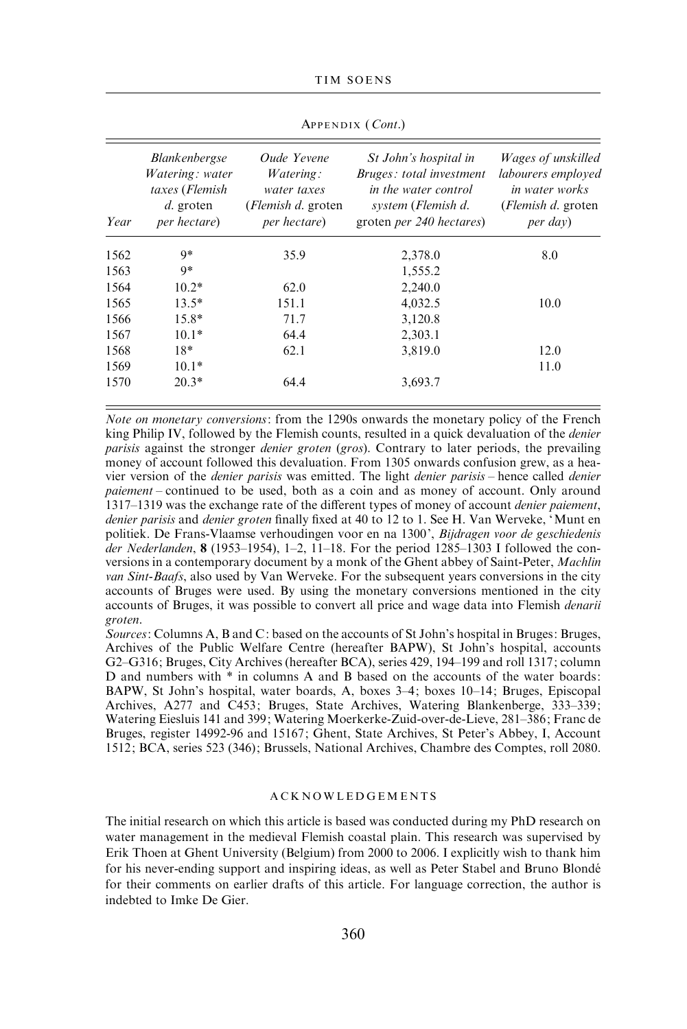APPENDIX (*Cont.*)

| Year | *Blankenbergse Watering: water taxes* (*Flemish d.* groten *per hectare*) | *Oude Yevene Watering: water taxes* (*Flemish d.* groten *per hectare*) | *St John's hospital in Bruges: total investment in the water control system* (*Flemish d.* groten *per 240 hectares*) | *Wages of unskilled labourers employed in water works* (*Flemish d.* groten *per day*) |
|---|---|---|---|---|
| 1562 | 9* | 35.9 | 2,378.0 | 8.0 |
| 1563 | 9* | | 1,555.2 | |
| 1564 | 10.2* | 62.0 | 2,240.0 | |
| 1565 | 13.5* | 151.1 | 4,032.5 | 10.0 |
| 1566 | 15.8* | 71.7 | 3,120.8 | |
| 1567 | 10.1* | 64.4 | 2,303.1 | |
| 1568 | 18* | 62.1 | 3,819.0 | 12.0 |
| 1569 | 10.1* | | | 11.0 |
| 1570 | 20.3* | 64.4 | 3,693.7 | |

*Note on monetary conversions*: from the 1290s onwards the monetary policy of the French king Philip IV, followed by the Flemish counts, resulted in a quick devaluation of the *denier parisis* against the stronger *denier groten* (*gros*). Contrary to later periods, the prevailing money of account followed this devaluation. From 1305 onwards confusion grew, as a heavier version of the *denier parisis* was emitted. The light *denier parisis* – hence called *denier paiement* – continued to be used, both as a coin and as money of account. Only around 1317–1319 was the exchange rate of the different types of money of account *denier paiement*, *denier parisis* and *denier groten* finally fixed at 40 to 12 to 1. See H. Van Werveke, 'Munt en politiek. De Frans-Vlaamse verhoudingen voor en na 1300', *Bijdragen voor de geschiedenis der Nederlanden*, **8** (1953–1954), 1–2, 11–18. For the period 1285–1303 I followed the conversions in a contemporary document by a monk of the Ghent abbey of Saint-Peter, *Machlin van Sint-Baafs*, also used by Van Werveke. For the subsequent years conversions in the city accounts of Bruges were used. By using the monetary conversions mentioned in the city accounts of Bruges, it was possible to convert all price and wage data into Flemish *denarii groten*.

*Sources*: Columns A, B and C: based on the accounts of St John's hospital in Bruges: Bruges, Archives of the Public Welfare Centre (hereafter BAPW), St John's hospital, accounts G2–G316; Bruges, City Archives (hereafter BCA), series 429, 194–199 and roll 1317; column D and numbers with * in columns A and B based on the accounts of the water boards: BAPW, St John's hospital, water boards, A, boxes 3–4; boxes 10–14; Bruges, Episcopal Archives, A277 and C453; Bruges, State Archives, Watering Blankenberge, 333–339; Watering Eiesluis 141 and 399; Watering Moerkerke-Zuid-over-de-Lieve, 281–386; Franc de Bruges, register 14992-96 and 15167; Ghent, State Archives, St Peter's Abbey, I, Account 1512; BCA, series 523 (346); Brussels, National Archives, Chambre des Comptes, roll 2080.

## ACKNOWLEDGEMENTS

The initial research on which this article is based was conducted during my PhD research on water management in the medieval Flemish coastal plain. This research was supervised by Erik Thoen at Ghent University (Belgium) from 2000 to 2006. I explicitly wish to thank him for his never-ending support and inspiring ideas, as well as Peter Stabel and Bruno Blondé for their comments on earlier drafts of this article. For language correction, the author is indebted to Imke De Gier.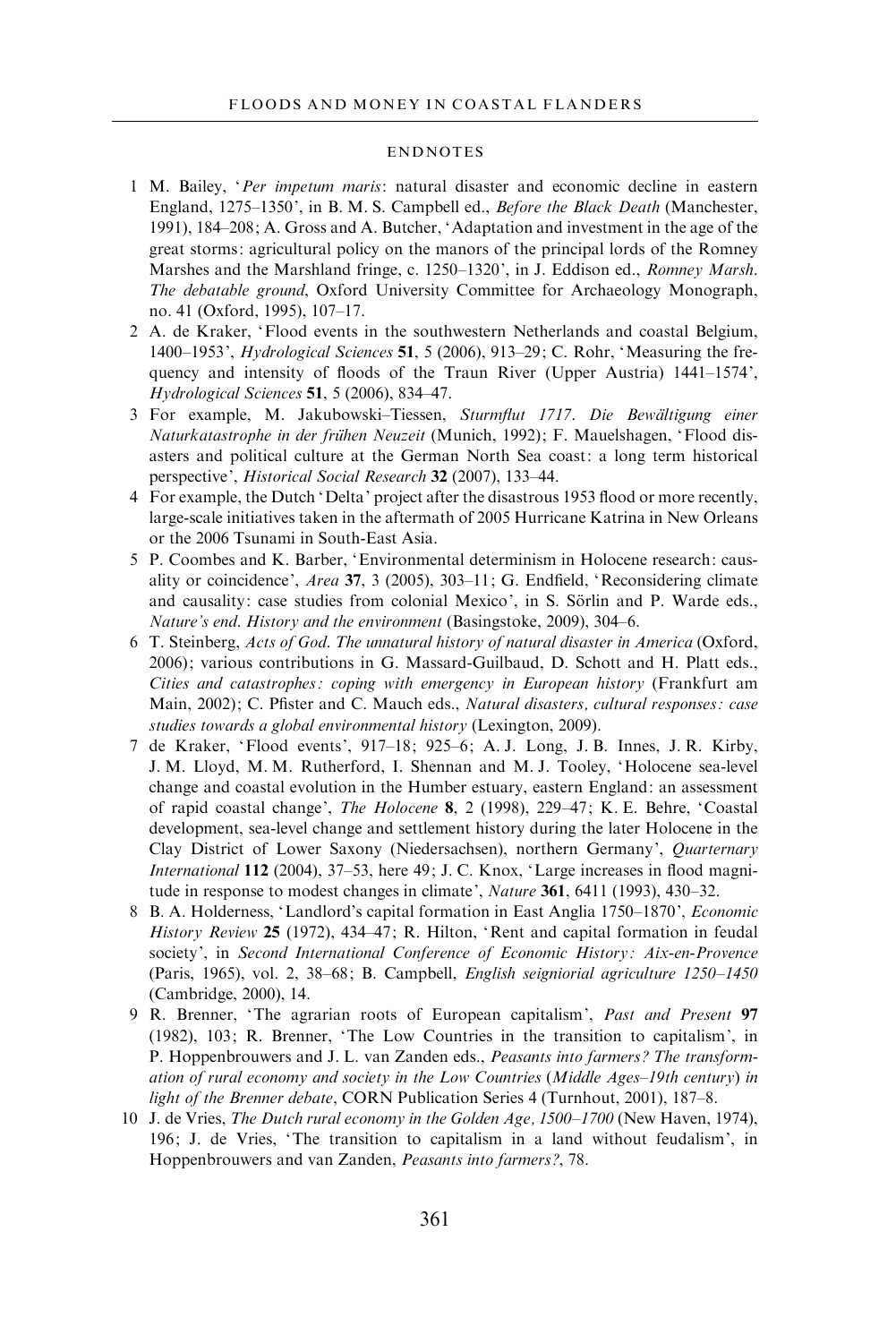## ENDNOTES

1 M. Bailey, '*Per impetum maris*: natural disaster and economic decline in eastern England, 1275–1350', in B. M. S. Campbell ed., *Before the Black Death* (Manchester, 1991), 184–208; A. Gross and A. Butcher, 'Adaptation and investment in the age of the great storms: agricultural policy on the manors of the principal lords of the Romney Marshes and the Marshland fringe, c. 1250–1320', in J. Eddison ed., *Romney Marsh. The debatable ground*, Oxford University Committee for Archaeology Monograph, no. 41 (Oxford, 1995), 107–17.

2 A. de Kraker, 'Flood events in the southwestern Netherlands and coastal Belgium, 1400–1953', *Hydrological Sciences* **51**, 5 (2006), 913–29; C. Rohr, 'Measuring the frequency and intensity of floods of the Traun River (Upper Austria) 1441–1574', *Hydrological Sciences* **51**, 5 (2006), 834–47.

3 For example, M. Jakubowski–Tiessen, *Sturmflut 1717. Die Bewältigung einer Naturkatastrophe in der frühen Neuzeit* (Munich, 1992); F. Mauelshagen, 'Flood disasters and political culture at the German North Sea coast: a long term historical perspective', *Historical Social Research* **32** (2007), 133–44.

4 For example, the Dutch 'Delta' project after the disastrous 1953 flood or more recently, large-scale initiatives taken in the aftermath of 2005 Hurricane Katrina in New Orleans or the 2006 Tsunami in South-East Asia.

5 P. Coombes and K. Barber, 'Environmental determinism in Holocene research: causality or coincidence', *Area* **37**, 3 (2005), 303–11; G. Endfield, 'Reconsidering climate and causality: case studies from colonial Mexico', in S. Sörlin and P. Warde eds., *Nature's end. History and the environment* (Basingstoke, 2009), 304–6.

6 T. Steinberg, *Acts of God. The unnatural history of natural disaster in America* (Oxford, 2006); various contributions in G. Massard-Guilbaud, D. Schott and H. Platt eds., *Cities and catastrophes: coping with emergency in European history* (Frankfurt am Main, 2002); C. Pfister and C. Mauch eds., *Natural disasters, cultural responses: case studies towards a global environmental history* (Lexington, 2009).

7 de Kraker, 'Flood events', 917–18; 925–6; A. J. Long, J. B. Innes, J. R. Kirby, J. M. Lloyd, M. M. Rutherford, I. Shennan and M. J. Tooley, 'Holocene sea-level change and coastal evolution in the Humber estuary, eastern England: an assessment of rapid coastal change', *The Holocene* **8**, 2 (1998), 229–47; K. E. Behre, 'Coastal development, sea-level change and settlement history during the later Holocene in the Clay District of Lower Saxony (Niedersachsen), northern Germany', *Quarternary International* **112** (2004), 37–53, here 49; J. C. Knox, 'Large increases in flood magnitude in response to modest changes in climate', *Nature* **361**, 6411 (1993), 430–32.

8 B. A. Holderness, 'Landlord's capital formation in East Anglia 1750–1870', *Economic History Review* **25** (1972), 434–47; R. Hilton, 'Rent and capital formation in feudal society', in *Second International Conference of Economic History: Aix-en-Provence* (Paris, 1965), vol. 2, 38–68; B. Campbell, *English seigniorial agriculture 1250–1450* (Cambridge, 2000), 14.

9 R. Brenner, 'The agrarian roots of European capitalism', *Past and Present* **97** (1982), 103; R. Brenner, 'The Low Countries in the transition to capitalism', in P. Hoppenbrouwers and J. L. van Zanden eds., *Peasants into farmers? The transformation of rural economy and society in the Low Countries (Middle Ages–19th century) in light of the Brenner debate*, CORN Publication Series 4 (Turnhout, 2001), 187–8.

10 J. de Vries, *The Dutch rural economy in the Golden Age, 1500–1700* (New Haven, 1974), 196; J. de Vries, 'The transition to capitalism in a land without feudalism', in Hoppenbrouwers and van Zanden, *Peasants into farmers?*, 78.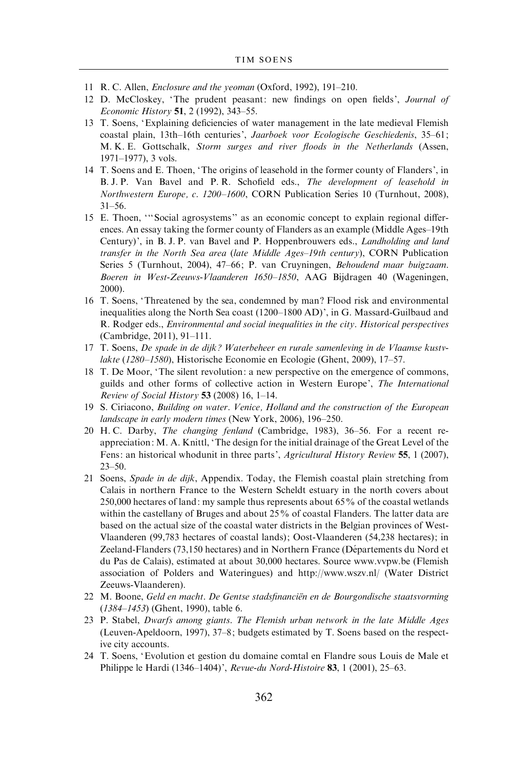11 R. C. Allen, *Enclosure and the yeoman* (Oxford, 1992), 191–210.

12 D. McCloskey, 'The prudent peasant: new findings on open fields', *Journal of Economic History* **51**, 2 (1992), 343–55.

13 T. Soens, 'Explaining deficiencies of water management in the late medieval Flemish coastal plain, 13th–16th centuries', *Jaarboek voor Ecologische Geschiedenis*, 35–61; M. K. E. Gottschalk, *Storm surges and river floods in the Netherlands* (Assen, 1971–1977), 3 vols.

14 T. Soens and E. Thoen, 'The origins of leasehold in the former county of Flanders', in B. J. P. Van Bavel and P. R. Schofield eds., *The development of leasehold in Northwestern Europe, c. 1200–1600*, CORN Publication Series 10 (Turnhout, 2008), 31–56.

15 E. Thoen, '"Social agrosystems" as an economic concept to explain regional differences. An essay taking the former county of Flanders as an example (Middle Ages–19th Century)', in B. J. P. van Bavel and P. Hoppenbrouwers eds., *Landholding and land transfer in the North Sea area (late Middle Ages–19th century)*, CORN Publication Series 5 (Turnhout, 2004), 47–66; P. van Cruyningen, *Behoudend maar buigzaam. Boeren in West-Zeeuws-Vlaanderen 1650–1850*, AAG Bijdragen 40 (Wageningen, 2000).

16 T. Soens, 'Threatened by the sea, condemned by man? Flood risk and environmental inequalities along the North Sea coast (1200–1800 AD)', in G. Massard-Guilbaud and R. Rodger eds., *Environmental and social inequalities in the city. Historical perspectives* (Cambridge, 2011), 91–111.

17 T. Soens, *De spade in de dijk? Waterbeheer en rurale samenleving in de Vlaamse kustvlakte (1280–1580)*, Historische Economie en Ecologie (Ghent, 2009), 17–57.

18 T. De Moor, 'The silent revolution: a new perspective on the emergence of commons, guilds and other forms of collective action in Western Europe', *The International Review of Social History* **53** (2008) 16, 1–14.

19 S. Ciriacono, *Building on water. Venice, Holland and the construction of the European landscape in early modern times* (New York, 2006), 196–250.

20 H. C. Darby, *The changing fenland* (Cambridge, 1983), 36–56. For a recent reappreciation: M. A. Knittl, 'The design for the initial drainage of the Great Level of the Fens: an historical whodunit in three parts', *Agricultural History Review* **55**, 1 (2007), 23–50.

21 Soens, *Spade in de dijk*, Appendix. Today, the Flemish coastal plain stretching from Calais in northern France to the Western Scheldt estuary in the north covers about 250,000 hectares of land: my sample thus represents about 65% of the coastal wetlands within the castellany of Bruges and about 25% of coastal Flanders. The latter data are based on the actual size of the coastal water districts in the Belgian provinces of West-Vlaanderen (99,783 hectares of coastal lands); Oost-Vlaanderen (54,238 hectares); in Zeeland-Flanders (73,150 hectares) and in Northern France (Départements du Nord et du Pas de Calais), estimated at about 30,000 hectares. Source www.vvpw.be (Flemish association of Polders and Wateringues) and http://www.wszv.nl/ (Water District Zeeuws-Vlaanderen).

22 M. Boone, *Geld en macht. De Gentse stadsfinanciën en de Bourgondische staatsvorming (1384–1453)* (Ghent, 1990), table 6.

23 P. Stabel, *Dwarfs among giants. The Flemish urban network in the late Middle Ages* (Leuven-Apeldoorn, 1997), 37–8; budgets estimated by T. Soens based on the respective city accounts.

24 T. Soens, 'Evolution et gestion du domaine comtal en Flandre sous Louis de Male et Philippe le Hardi (1346–1404)', *Revue-du Nord-Histoire* **83**, 1 (2001), 25–63.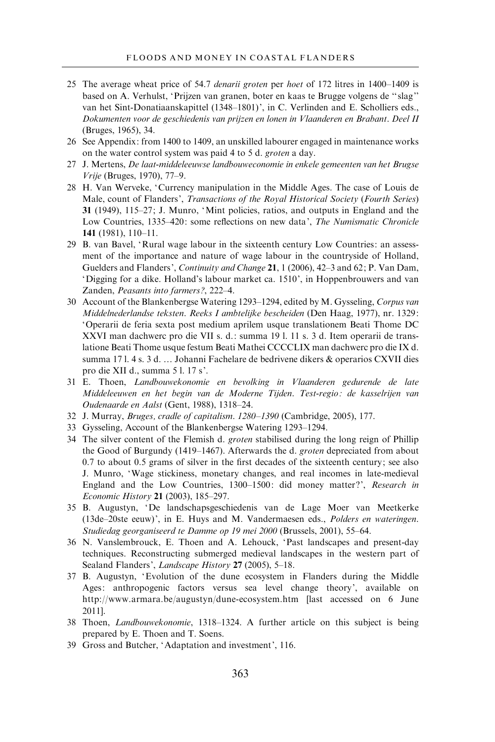25 The average wheat price of 54.7 *denarii groten* per *hoet* of 172 litres in 1400–1409 is based on A. Verhulst, 'Prijzen van granen, boter en kaas te Brugge volgens de "slag" van het Sint-Donatiaanskapittel (1348–1801)', in C. Verlinden and E. Scholliers eds., *Dokumenten voor de geschiedenis van prijzen en lonen in Vlaanderen en Brabant. Deel II* (Bruges, 1965), 34.

26 See Appendix: from 1400 to 1409, an unskilled labourer engaged in maintenance works on the water control system was paid 4 to 5 d. *groten* a day.

27 J. Mertens, *De laat-middeleeuwse landbouweconomie in enkele gemeenten van het Brugse Vrije* (Bruges, 1970), 77–9.

28 H. Van Werveke, 'Currency manipulation in the Middle Ages. The case of Louis de Male, count of Flanders', *Transactions of the Royal Historical Society* (*Fourth Series*) **31** (1949), 115–27; J. Munro, 'Mint policies, ratios, and outputs in England and the Low Countries, 1335–420: some reflections on new data', *The Numismatic Chronicle* **141** (1981), 110–11.

29 B. van Bavel, 'Rural wage labour in the sixteenth century Low Countries: an assessment of the importance and nature of wage labour in the countryside of Holland, Guelders and Flanders', *Continuity and Change* **21**, 1 (2006), 42–3 and 62; P. Van Dam, 'Digging for a dike. Holland's labour market ca. 1510', in Hoppenbrouwers and van Zanden, *Peasants into farmers?*, 222–4.

30 Account of the Blankenbergse Watering 1293–1294, edited by M. Gysseling, *Corpus van Middelnederlandse teksten. Reeks I ambtelijke bescheiden* (Den Haag, 1977), nr. 1329: 'Operarii de feria sexta post medium aprilem usque translationem Beati Thome DC XXVI man dachwerc pro die VII s. d.: summa 19 l. 11 s. 3 d. Item operarii de translatione Beati Thome usque festum Beati Mathei CCCCLIX man dachwerc pro die IX d. summa 17 l. 4 s. 3 d. … Johanni Fachelare de bedrivene dikers & operarios CXVII dies pro die XII d., summa 5 l. 17 s'.

31 E. Thoen, *Landbouwekonomie en bevolking in Vlaanderen gedurende de late Middeleeuwen en het begin van de Moderne Tijden. Test-regio: de kasselrijen van Oudenaarde en Aalst* (Gent, 1988), 1318–24.

32 J. Murray, *Bruges, cradle of capitalism. 1280–1390* (Cambridge, 2005), 177.

33 Gysseling, Account of the Blankenbergse Watering 1293–1294.

34 The silver content of the Flemish d. *groten* stabilised during the long reign of Phillip the Good of Burgundy (1419–1467). Afterwards the d. *groten* depreciated from about 0.7 to about 0.5 grams of silver in the first decades of the sixteenth century; see also J. Munro, 'Wage stickiness, monetary changes, and real incomes in late-medieval England and the Low Countries, 1300–1500: did money matter?', *Research in Economic History* **21** (2003), 185–297.

35 B. Augustyn, 'De landschapsgeschiedenis van de Lage Moer van Meetkerke (13de–20ste eeuw)', in E. Huys and M. Vandermaesen eds., *Polders en wateringen. Studiedag georganiseerd te Damme op 19 mei 2000* (Brussels, 2001), 55–64.

36 N. Vanslembrouck, E. Thoen and A. Lehouck, 'Past landscapes and present-day techniques. Reconstructing submerged medieval landscapes in the western part of Sealand Flanders', *Landscape History* **27** (2005), 5–18.

37 B. Augustyn, 'Evolution of the dune ecosystem in Flanders during the Middle Ages: anthropogenic factors versus sea level change theory', available on http://www.armara.be/augustyn/dune-ecosystem.htm [last accessed on 6 June 2011].

38 Thoen, *Landbouwekonomie*, 1318–1324. A further article on this subject is being prepared by E. Thoen and T. Soens.

39 Gross and Butcher, 'Adaptation and investment', 116.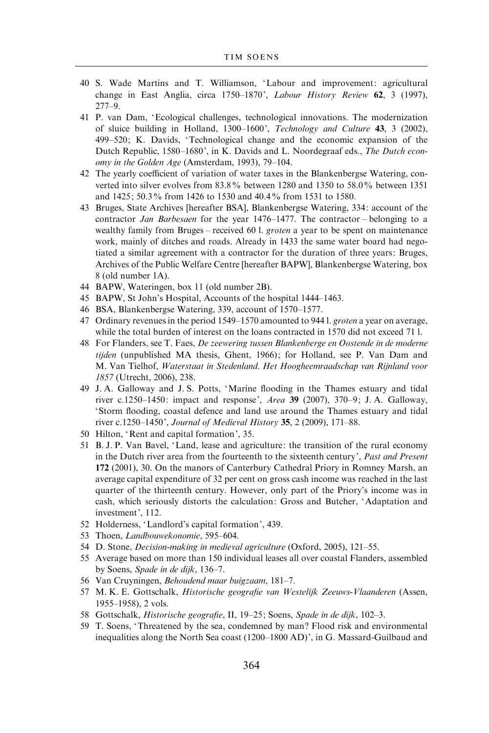40 S. Wade Martins and T. Williamson, 'Labour and improvement: agricultural change in East Anglia, circa 1750–1870', *Labour History Review* **62**, 3 (1997), 277–9.

41 P. van Dam, 'Ecological challenges, technological innovations. The modernization of sluice building in Holland, 1300–1600', *Technology and Culture* **43**, 3 (2002), 499–520; K. Davids, 'Technological change and the economic expansion of the Dutch Republic, 1580–1680', in K. Davids and L. Noordegraaf eds., *The Dutch economy in the Golden Age* (Amsterdam, 1993), 79–104.

42 The yearly coefficient of variation of water taxes in the Blankenbergse Watering, converted into silver evolves from 83.8% between 1280 and 1350 to 58.0% between 1351 and 1425; 50.3% from 1426 to 1530 and 40.4% from 1531 to 1580.

43 Bruges, State Archives [hereafter BSA], Blankenbergse Watering, 334: account of the contractor *Jan Barbesaen* for the year 1476–1477. The contractor – belonging to a wealthy family from Bruges – received 60 l. *groten* a year to be spent on maintenance work, mainly of ditches and roads. Already in 1433 the same water board had negotiated a similar agreement with a contractor for the duration of three years: Bruges, Archives of the Public Welfare Centre [hereafter BAPW], Blankenbergse Watering, box 8 (old number 1A).

44 BAPW, Wateringen, box 11 (old number 2B).

45 BAPW, St John's Hospital, Accounts of the hospital 1444–1463.

46 BSA, Blankenbergse Watering, 339, account of 1570–1577.

47 Ordinary revenues in the period 1549–1570 amounted to 944 l. *groten* a year on average, while the total burden of interest on the loans contracted in 1570 did not exceed 71 l.

48 For Flanders, see T. Faes, *De zeewering tussen Blankenberge en Oostende in de moderne tijden* (unpublished MA thesis, Ghent, 1966); for Holland, see P. Van Dam and M. Van Tielhof, *Waterstaat in Stedenland. Het Hoogheemraadschap van Rijnland voor 1857* (Utrecht, 2006), 238.

49 J. A. Galloway and J. S. Potts, 'Marine flooding in the Thames estuary and tidal river c.1250–1450: impact and response', *Area* **39** (2007), 370–9; J. A. Galloway, 'Storm flooding, coastal defence and land use around the Thames estuary and tidal river c.1250–1450', *Journal of Medieval History* **35**, 2 (2009), 171–88.

50 Hilton, 'Rent and capital formation', 35.

51 B. J. P. Van Bavel, 'Land, lease and agriculture: the transition of the rural economy in the Dutch river area from the fourteenth to the sixteenth century', *Past and Present* **172** (2001), 30. On the manors of Canterbury Cathedral Priory in Romney Marsh, an average capital expenditure of 32 per cent on gross cash income was reached in the last quarter of the thirteenth century. However, only part of the Priory's income was in cash, which seriously distorts the calculation: Gross and Butcher, 'Adaptation and investment', 112.

52 Holderness, 'Landlord's capital formation', 439.

53 Thoen, *Landbouwekonomie*, 595–604.

54 D. Stone, *Decision-making in medieval agriculture* (Oxford, 2005), 121–55.

55 Average based on more than 150 individual leases all over coastal Flanders, assembled by Soens, *Spade in de dijk*, 136–7.

56 Van Cruyningen, *Behoudend maar buigzaam*, 181–7.

57 M. K. E. Gottschalk, *Historische geografie van Westelijk Zeeuws-Vlaanderen* (Assen, 1955–1958), 2 vols.

58 Gottschalk, *Historische geografie*, II, 19–25; Soens, *Spade in de dijk*, 102–3.

59 T. Soens, 'Threatened by the sea, condemned by man? Flood risk and environmental inequalities along the North Sea coast (1200–1800 AD)', in G. Massard-Guilbaud and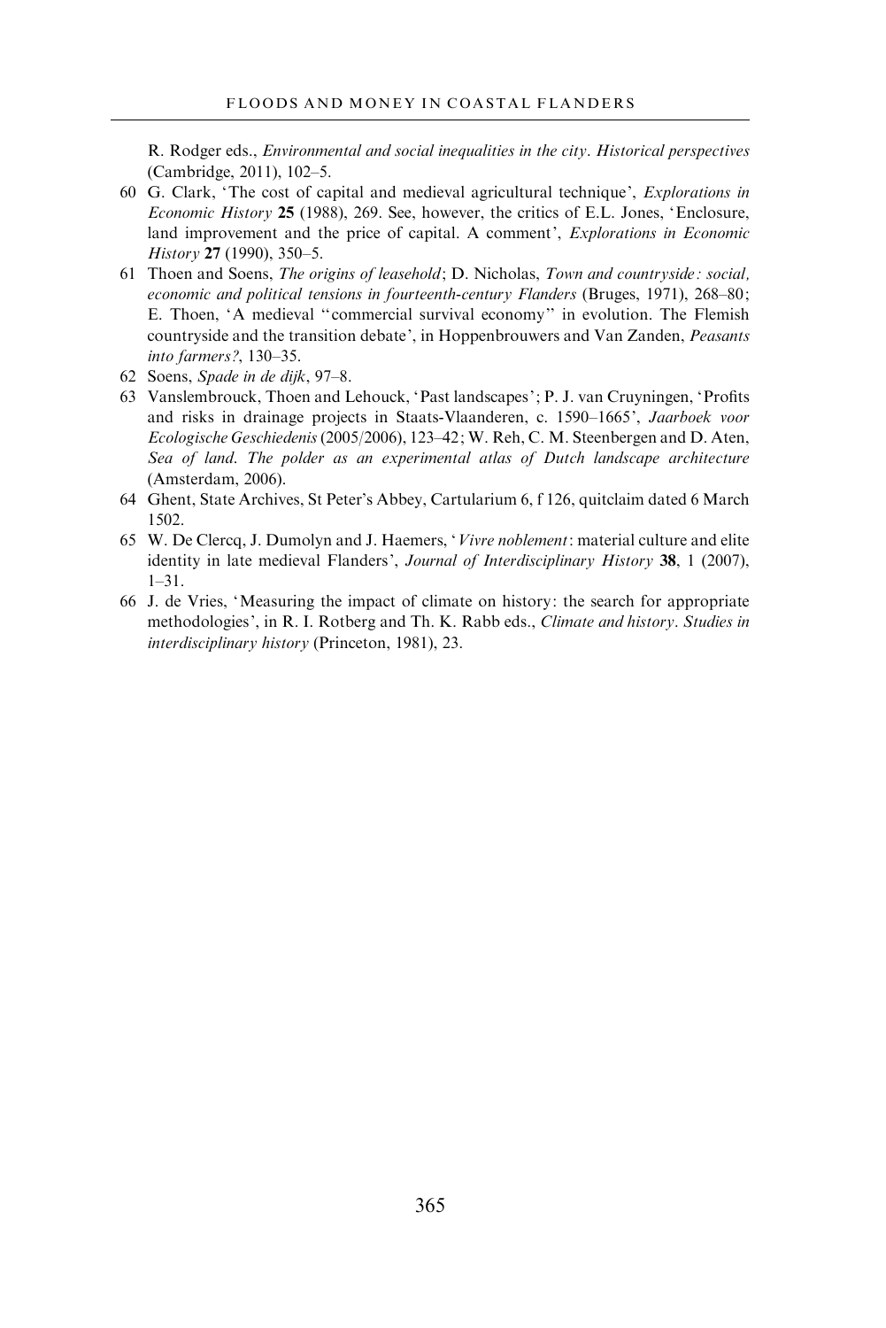R. Rodger eds., *Environmental and social inequalities in the city. Historical perspectives* (Cambridge, 2011), 102–5.

60 G. Clark, 'The cost of capital and medieval agricultural technique', *Explorations in Economic History* **25** (1988), 269. See, however, the critics of E.L. Jones, 'Enclosure, land improvement and the price of capital. A comment', *Explorations in Economic History* **27** (1990), 350–5.

61 Thoen and Soens, *The origins of leasehold*; D. Nicholas, *Town and countryside: social, economic and political tensions in fourteenth-century Flanders* (Bruges, 1971), 268–80; E. Thoen, 'A medieval "commercial survival economy" in evolution. The Flemish countryside and the transition debate', in Hoppenbrouwers and Van Zanden, *Peasants into farmers?*, 130–35.

62 Soens, *Spade in de dijk*, 97–8.

63 Vanslembrouck, Thoen and Lehouck, 'Past landscapes'; P. J. van Cruyningen, 'Profits and risks in drainage projects in Staats-Vlaanderen, c. 1590–1665', *Jaarboek voor Ecologische Geschiedenis* (2005/2006), 123–42; W. Reh, C. M. Steenbergen and D. Aten, *Sea of land. The polder as an experimental atlas of Dutch landscape architecture* (Amsterdam, 2006).

64 Ghent, State Archives, St Peter's Abbey, Cartularium 6, f 126, quitclaim dated 6 March 1502.

65 W. De Clercq, J. Dumolyn and J. Haemers, '*Vivre noblement*: material culture and elite identity in late medieval Flanders', *Journal of Interdisciplinary History* **38**, 1 (2007), 1–31.

66 J. de Vries, 'Measuring the impact of climate on history: the search for appropriate methodologies', in R. I. Rotberg and Th. K. Rabb eds., *Climate and history. Studies in interdisciplinary history* (Princeton, 1981), 23.